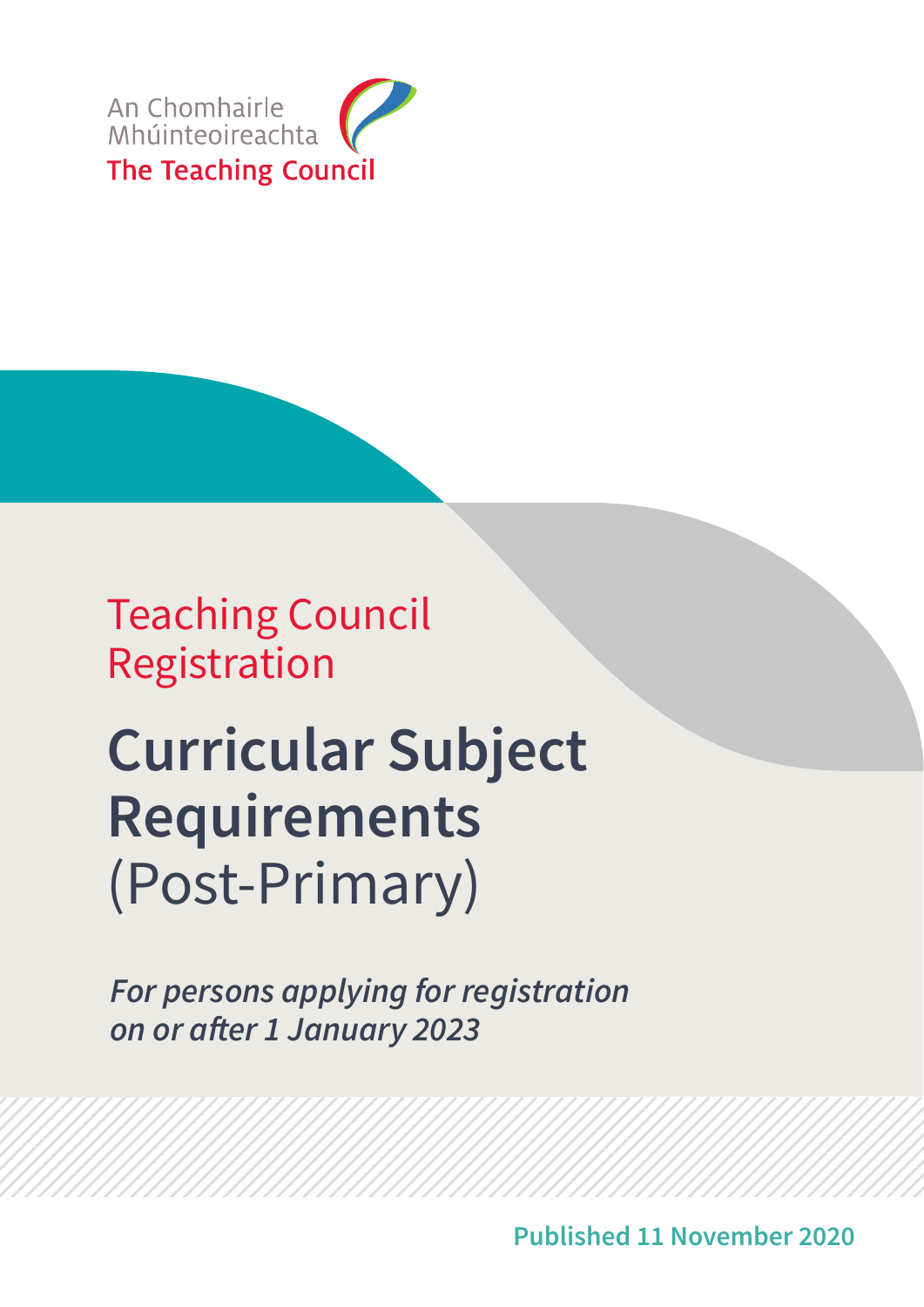An Chomhairle Mhúinteoireachta

The Teaching Council

Teaching Council Registration

# Curricular Subject Requirements (Post-Primary)

*For persons applying for registration on or after 1 January 2023*

**Published 11 November 2020**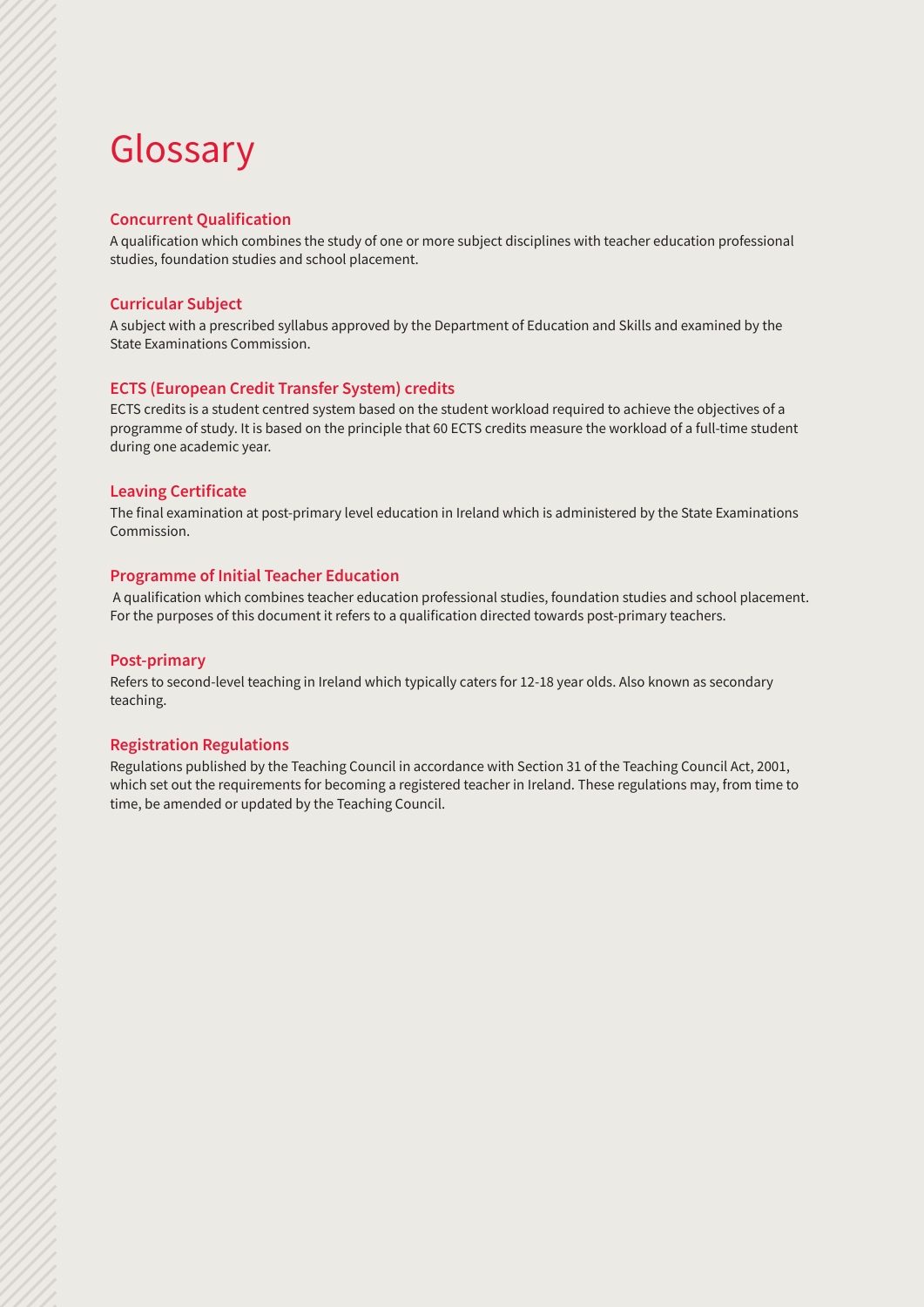# Glossary

### Concurrent Qualification

A qualification which combines the study of one or more subject disciplines with teacher education professional studies, foundation studies and school placement.

### Curricular Subject

A subject with a prescribed syllabus approved by the Department of Education and Skills and examined by the State Examinations Commission.

### ECTS (European Credit Transfer System) credits

ECTS credits is a student centred system based on the student workload required to achieve the objectives of a programme of study. It is based on the principle that 60 ECTS credits measure the workload of a full-time student during one academic year.

### Leaving Certificate

The final examination at post-primary level education in Ireland which is administered by the State Examinations Commission.

### Programme of Initial Teacher Education

A qualification which combines teacher education professional studies, foundation studies and school placement. For the purposes of this document it refers to a qualification directed towards post-primary teachers.

### Post-primary

Refers to second-level teaching in Ireland which typically caters for 12-18 year olds. Also known as secondary teaching.

### Registration Regulations

Regulations published by the Teaching Council in accordance with Section 31 of the Teaching Council Act, 2001, which set out the requirements for becoming a registered teacher in Ireland. These regulations may, from time to time, be amended or updated by the Teaching Council.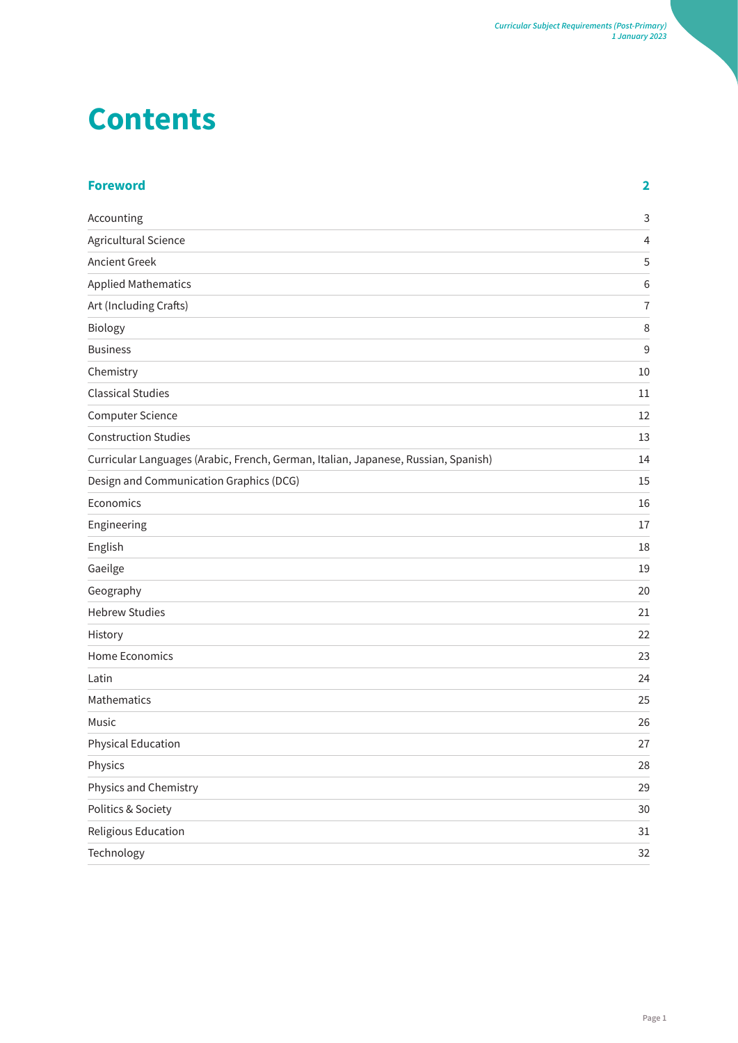# Contents

| | |
|---|---|
| **Foreword** | **2** |
| Accounting | 3 |
| Agricultural Science | 4 |
| Ancient Greek | 5 |
| Applied Mathematics | 6 |
| Art (Including Crafts) | 7 |
| Biology | 8 |
| Business | 9 |
| Chemistry | 10 |
| Classical Studies | 11 |
| Computer Science | 12 |
| Construction Studies | 13 |
| Curricular Languages (Arabic, French, German, Italian, Japanese, Russian, Spanish) | 14 |
| Design and Communication Graphics (DCG) | 15 |
| Economics | 16 |
| Engineering | 17 |
| English | 18 |
| Gaeilge | 19 |
| Geography | 20 |
| Hebrew Studies | 21 |
| History | 22 |
| Home Economics | 23 |
| Latin | 24 |
| Mathematics | 25 |
| Music | 26 |
| Physical Education | 27 |
| Physics | 28 |
| Physics and Chemistry | 29 |
| Politics & Society | 30 |
| Religious Education | 31 |
| Technology | 32 |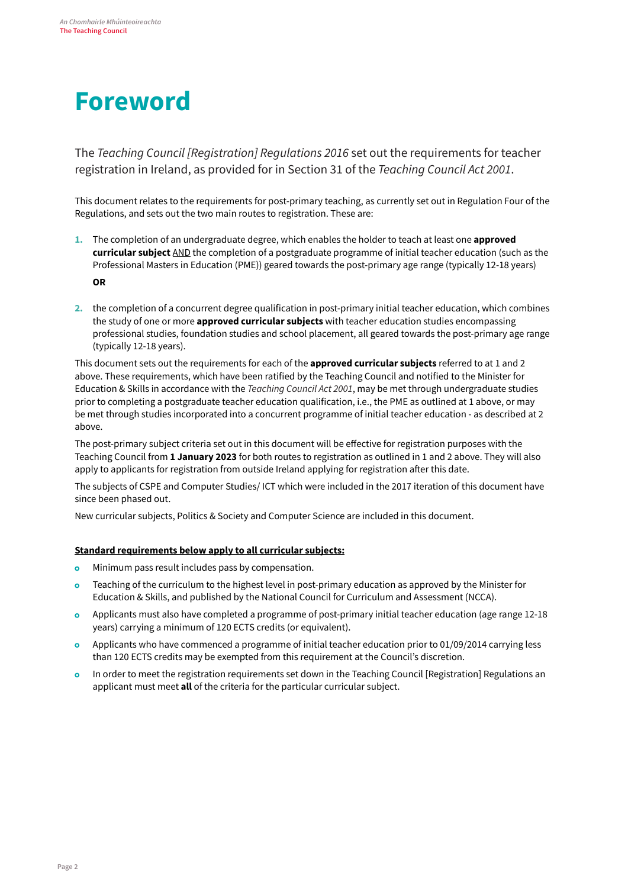# Foreword

The *Teaching Council [Registration] Regulations 2016* set out the requirements for teacher registration in Ireland, as provided for in Section 31 of the *Teaching Council Act 2001*.

This document relates to the requirements for post-primary teaching, as currently set out in Regulation Four of the Regulations, and sets out the two main routes to registration. These are:

1. The completion of an undergraduate degree, which enables the holder to teach at least one **approved curricular subject** <u>AND</u> the completion of a postgraduate programme of initial teacher education (such as the Professional Masters in Education (PME)) geared towards the post-primary age range (typically 12-18 years)

   **OR**

2. the completion of a concurrent degree qualification in post-primary initial teacher education, which combines the study of one or more **approved curricular subjects** with teacher education studies encompassing professional studies, foundation studies and school placement, all geared towards the post-primary age range (typically 12-18 years).

This document sets out the requirements for each of the **approved curricular subjects** referred to at 1 and 2 above. These requirements, which have been ratified by the Teaching Council and notified to the Minister for Education & Skills in accordance with the *Teaching Council Act 2001*, may be met through undergraduate studies prior to completing a postgraduate teacher education qualification, i.e., the PME as outlined at 1 above, or may be met through studies incorporated into a concurrent programme of initial teacher education - as described at 2 above.

The post-primary subject criteria set out in this document will be effective for registration purposes with the Teaching Council from **1 January 2023** for both routes to registration as outlined in 1 and 2 above. They will also apply to applicants for registration from outside Ireland applying for registration after this date.

The subjects of CSPE and Computer Studies/ ICT which were included in the 2017 iteration of this document have since been phased out.

New curricular subjects, Politics & Society and Computer Science are included in this document.

**<u>Standard requirements below apply to all curricular subjects:</u>**

- Minimum pass result includes pass by compensation.
- Teaching of the curriculum to the highest level in post-primary education as approved by the Minister for Education & Skills, and published by the National Council for Curriculum and Assessment (NCCA).
- Applicants must also have completed a programme of post-primary initial teacher education (age range 12-18 years) carrying a minimum of 120 ECTS credits (or equivalent).
- Applicants who have commenced a programme of initial teacher education prior to 01/09/2014 carrying less than 120 ECTS credits may be exempted from this requirement at the Council's discretion.
- In order to meet the registration requirements set down in the Teaching Council [Registration] Regulations an applicant must meet **all** of the criteria for the particular curricular subject.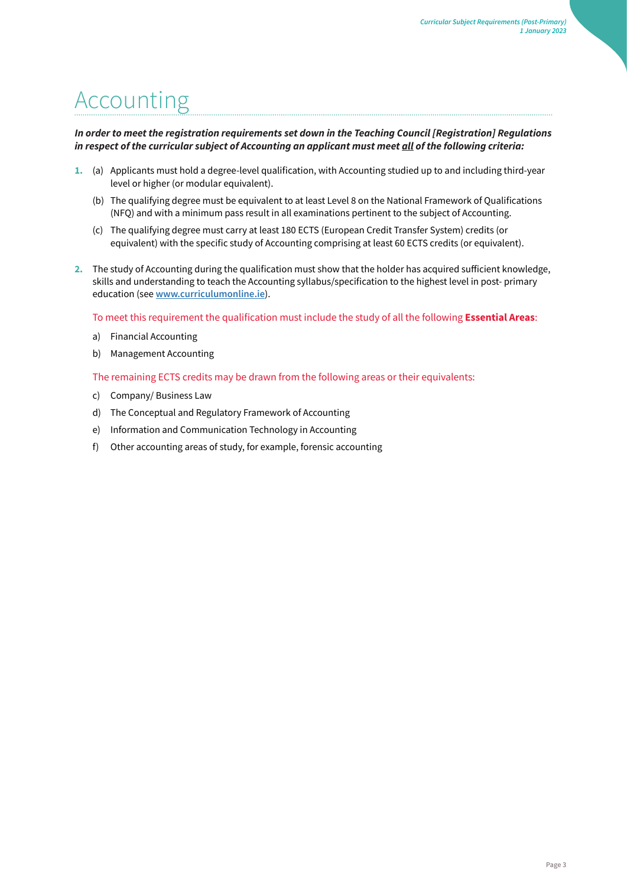# Accounting

***In order to meet the registration requirements set down in the Teaching Council [Registration] Regulations in respect of the curricular subject of Accounting an applicant must meet all of the following criteria:***

1. (a) Applicants must hold a degree-level qualification, with Accounting studied up to and including third-year level or higher (or modular equivalent).

   (b) The qualifying degree must be equivalent to at least Level 8 on the National Framework of Qualifications (NFQ) and with a minimum pass result in all examinations pertinent to the subject of Accounting.

   (c) The qualifying degree must carry at least 180 ECTS (European Credit Transfer System) credits (or equivalent) with the specific study of Accounting comprising at least 60 ECTS credits (or equivalent).

2. The study of Accounting during the qualification must show that the holder has acquired sufficient knowledge, skills and understanding to teach the Accounting syllabus/specification to the highest level in post- primary education (see **www.curriculumonline.ie**).

   To meet this requirement the qualification must include the study of all the following **Essential Areas**:

   a) Financial Accounting

   b) Management Accounting

   The remaining ECTS credits may be drawn from the following areas or their equivalents:

   c) Company/ Business Law

   d) The Conceptual and Regulatory Framework of Accounting

   e) Information and Communication Technology in Accounting

   f) Other accounting areas of study, for example, forensic accounting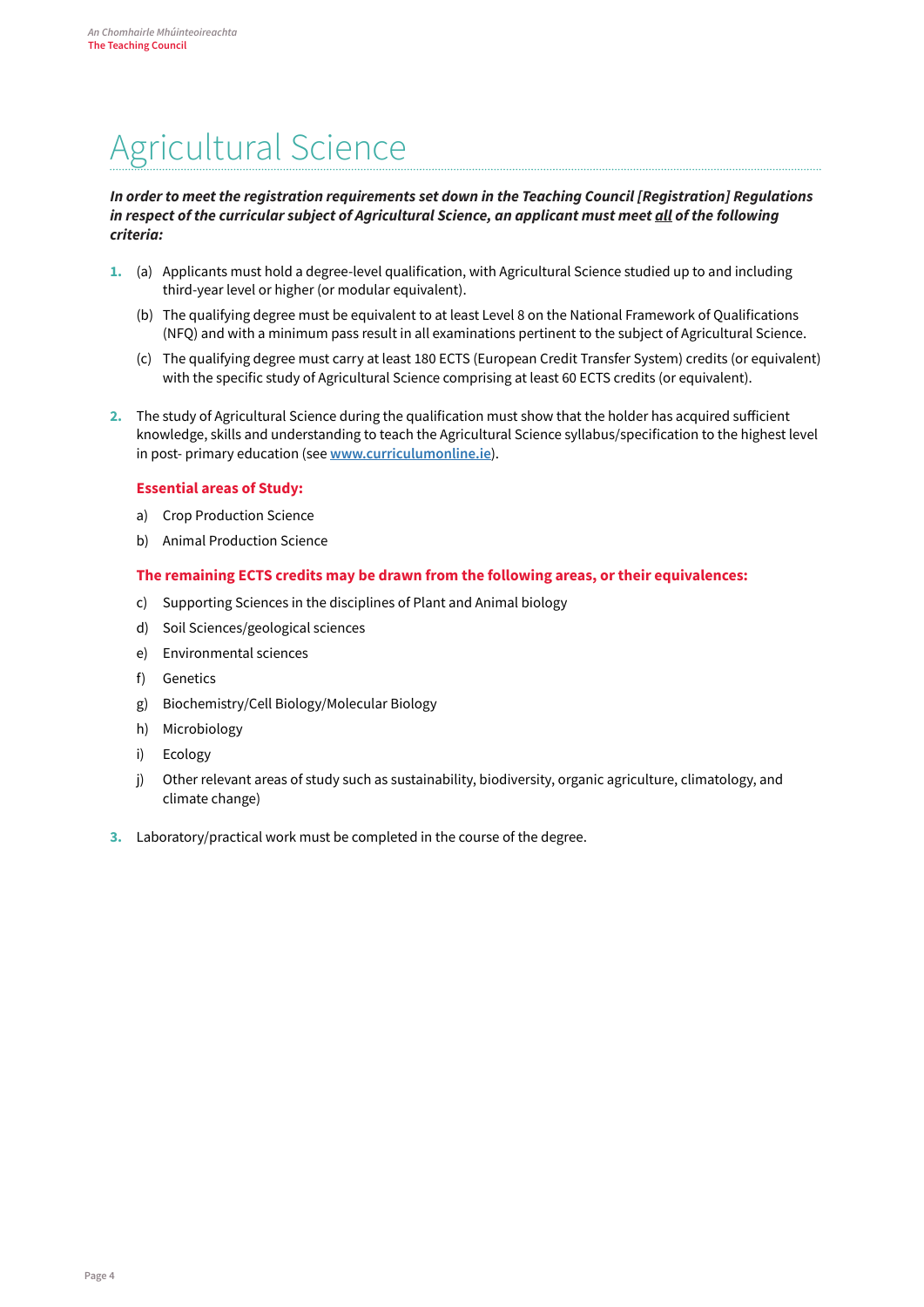# Agricultural Science

***In order to meet the registration requirements set down in the Teaching Council [Registration] Regulations in respect of the curricular subject of Agricultural Science, an applicant must meet all of the following criteria:***

1. (a) Applicants must hold a degree-level qualification, with Agricultural Science studied up to and including third-year level or higher (or modular equivalent).

   (b) The qualifying degree must be equivalent to at least Level 8 on the National Framework of Qualifications (NFQ) and with a minimum pass result in all examinations pertinent to the subject of Agricultural Science.

   (c) The qualifying degree must carry at least 180 ECTS (European Credit Transfer System) credits (or equivalent) with the specific study of Agricultural Science comprising at least 60 ECTS credits (or equivalent).

2. The study of Agricultural Science during the qualification must show that the holder has acquired sufficient knowledge, skills and understanding to teach the Agricultural Science syllabus/specification to the highest level in post- primary education (see [www.curriculumonline.ie](http://www.curriculumonline.ie)).

   **Essential areas of Study:**

   a) Crop Production Science

   b) Animal Production Science

   **The remaining ECTS credits may be drawn from the following areas, or their equivalences:**

   c) Supporting Sciences in the disciplines of Plant and Animal biology

   d) Soil Sciences/geological sciences

   e) Environmental sciences

   f) Genetics

   g) Biochemistry/Cell Biology/Molecular Biology

   h) Microbiology

   i) Ecology

   j) Other relevant areas of study such as sustainability, biodiversity, organic agriculture, climatology, and climate change)

3. Laboratory/practical work must be completed in the course of the degree.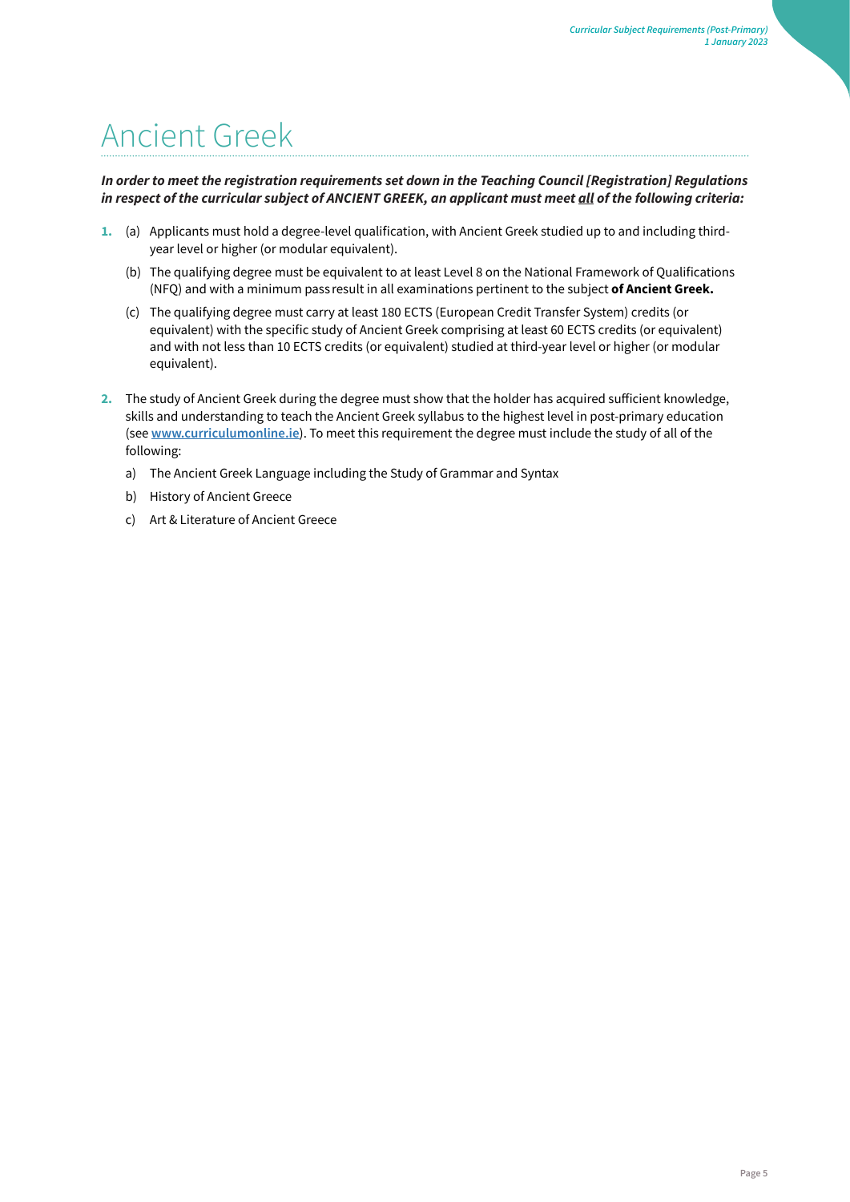# Ancient Greek

***In order to meet the registration requirements set down in the Teaching Council [Registration] Regulations in respect of the curricular subject of ANCIENT GREEK, an applicant must meet all of the following criteria:***

**1.** (a) Applicants must hold a degree-level qualification, with Ancient Greek studied up to and including third-year level or higher (or modular equivalent).

(b) The qualifying degree must be equivalent to at least Level 8 on the National Framework of Qualifications (NFQ) and with a minimum pass result in all examinations pertinent to the subject **of Ancient Greek.**

(c) The qualifying degree must carry at least 180 ECTS (European Credit Transfer System) credits (or equivalent) with the specific study of Ancient Greek comprising at least 60 ECTS credits (or equivalent) and with not less than 10 ECTS credits (or equivalent) studied at third-year level or higher (or modular equivalent).

**2.** The study of Ancient Greek during the degree must show that the holder has acquired sufficient knowledge, skills and understanding to teach the Ancient Greek syllabus to the highest level in post-primary education (see **www.curriculumonline.ie**). To meet this requirement the degree must include the study of all of the following:

a) The Ancient Greek Language including the Study of Grammar and Syntax

b) History of Ancient Greece

c) Art & Literature of Ancient Greece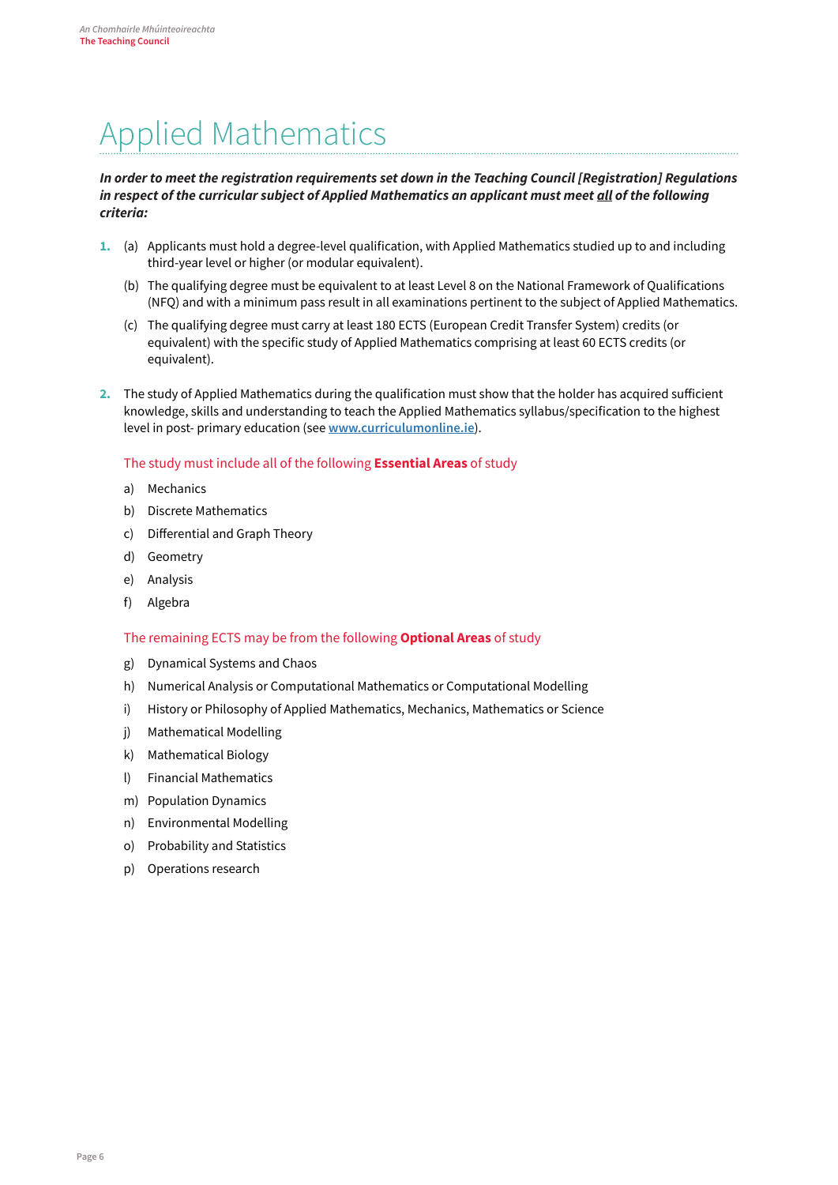# Applied Mathematics

***In order to meet the registration requirements set down in the Teaching Council [Registration] Regulations in respect of the curricular subject of Applied Mathematics an applicant must meet all of the following criteria:***

1. (a) Applicants must hold a degree-level qualification, with Applied Mathematics studied up to and including third-year level or higher (or modular equivalent).

   (b) The qualifying degree must be equivalent to at least Level 8 on the National Framework of Qualifications (NFQ) and with a minimum pass result in all examinations pertinent to the subject of Applied Mathematics.

   (c) The qualifying degree must carry at least 180 ECTS (European Credit Transfer System) credits (or equivalent) with the specific study of Applied Mathematics comprising at least 60 ECTS credits (or equivalent).

2. The study of Applied Mathematics during the qualification must show that the holder has acquired sufficient knowledge, skills and understanding to teach the Applied Mathematics syllabus/specification to the highest level in post- primary education (see [www.curriculumonline.ie](http://www.curriculumonline.ie)).

   The study must include all of the following **Essential Areas** of study

   a) Mechanics
   b) Discrete Mathematics
   c) Differential and Graph Theory
   d) Geometry
   e) Analysis
   f) Algebra

   The remaining ECTS may be from the following **Optional Areas** of study

   g) Dynamical Systems and Chaos
   h) Numerical Analysis or Computational Mathematics or Computational Modelling
   i) History or Philosophy of Applied Mathematics, Mechanics, Mathematics or Science
   j) Mathematical Modelling
   k) Mathematical Biology
   l) Financial Mathematics
   m) Population Dynamics
   n) Environmental Modelling
   o) Probability and Statistics
   p) Operations research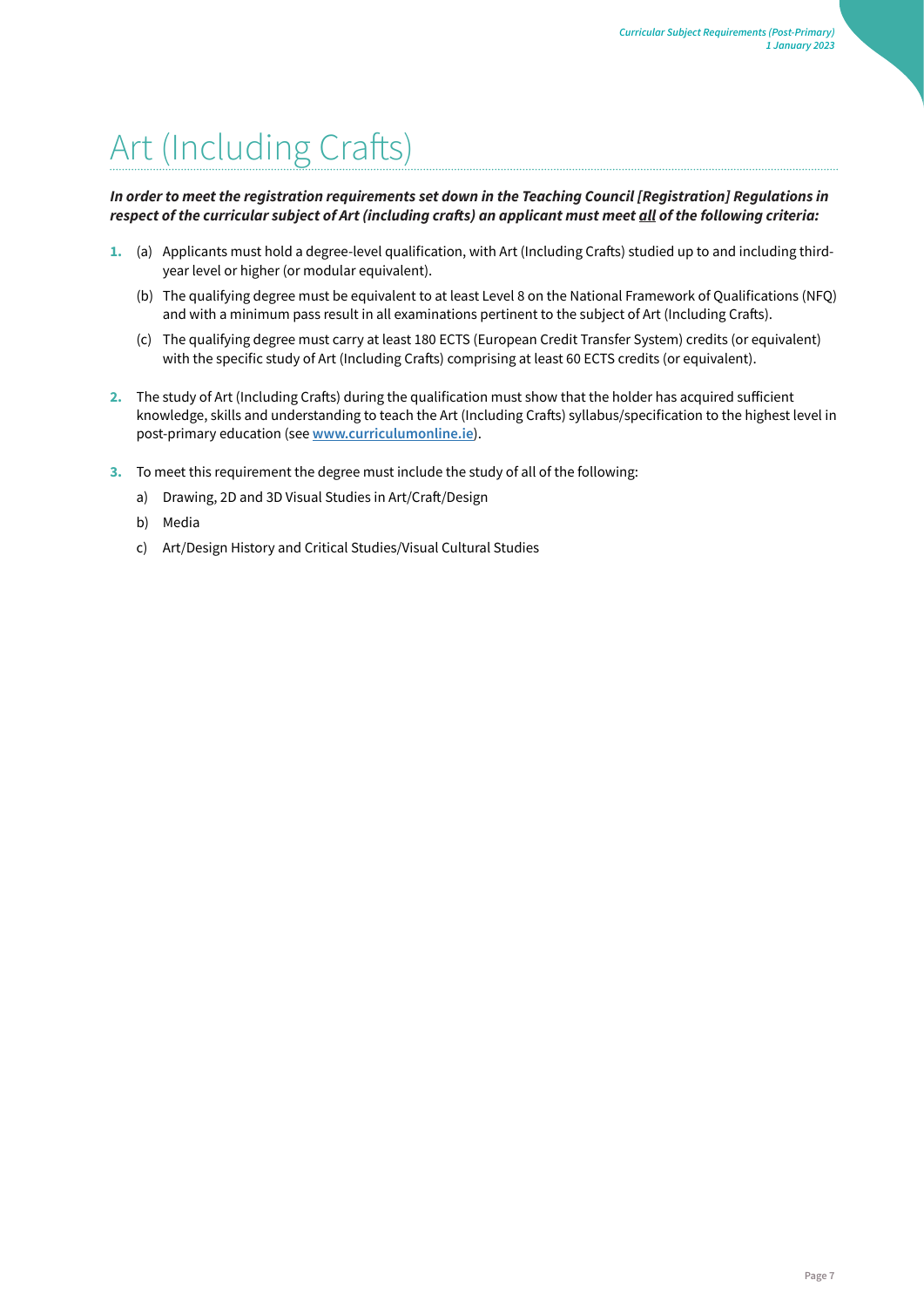# Art (Including Crafts)

***In order to meet the registration requirements set down in the Teaching Council [Registration] Regulations in respect of the curricular subject of Art (including crafts) an applicant must meet all of the following criteria:***

1. (a) Applicants must hold a degree-level qualification, with Art (Including Crafts) studied up to and including third-year level or higher (or modular equivalent).

   (b) The qualifying degree must be equivalent to at least Level 8 on the National Framework of Qualifications (NFQ) and with a minimum pass result in all examinations pertinent to the subject of Art (Including Crafts).

   (c) The qualifying degree must carry at least 180 ECTS (European Credit Transfer System) credits (or equivalent) with the specific study of Art (Including Crafts) comprising at least 60 ECTS credits (or equivalent).

2. The study of Art (Including Crafts) during the qualification must show that the holder has acquired sufficient knowledge, skills and understanding to teach the Art (Including Crafts) syllabus/specification to the highest level in post-primary education (see **www.curriculumonline.ie**).

3. To meet this requirement the degree must include the study of all of the following:

   a) Drawing, 2D and 3D Visual Studies in Art/Craft/Design

   b) Media

   c) Art/Design History and Critical Studies/Visual Cultural Studies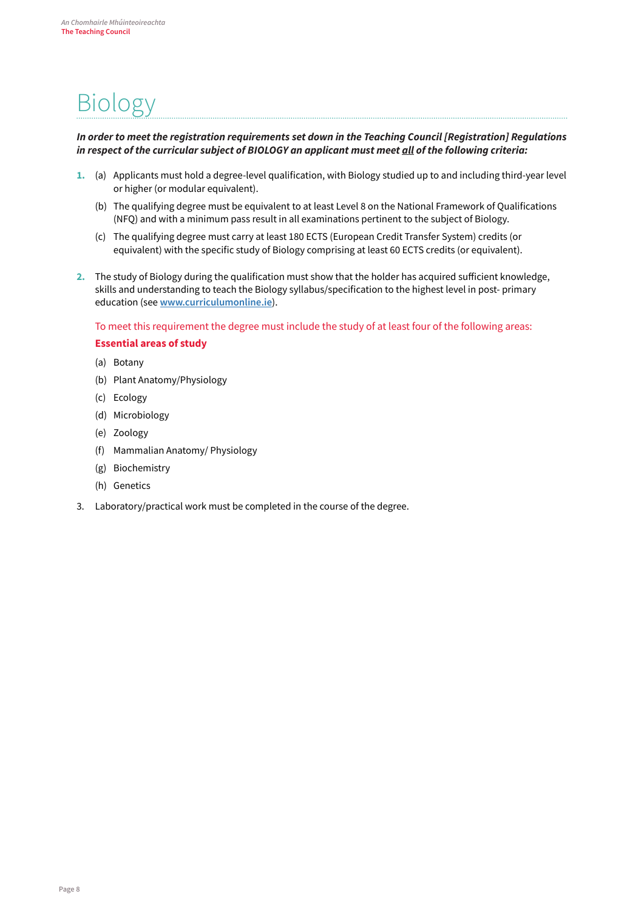# Biology

***In order to meet the registration requirements set down in the Teaching Council [Registration] Regulations in respect of the curricular subject of BIOLOGY an applicant must meet all of the following criteria:***

1. (a) Applicants must hold a degree-level qualification, with Biology studied up to and including third-year level or higher (or modular equivalent).

   (b) The qualifying degree must be equivalent to at least Level 8 on the National Framework of Qualifications (NFQ) and with a minimum pass result in all examinations pertinent to the subject of Biology.

   (c) The qualifying degree must carry at least 180 ECTS (European Credit Transfer System) credits (or equivalent) with the specific study of Biology comprising at least 60 ECTS credits (or equivalent).

2. The study of Biology during the qualification must show that the holder has acquired sufficient knowledge, skills and understanding to teach the Biology syllabus/specification to the highest level in post- primary education (see **www.curriculumonline.ie**).

   To meet this requirement the degree must include the study of at least four of the following areas:

   **Essential areas of study**

   (a) Botany

   (b) Plant Anatomy/Physiology

   (c) Ecology

   (d) Microbiology

   (e) Zoology

   (f) Mammalian Anatomy/ Physiology

   (g) Biochemistry

   (h) Genetics

3. Laboratory/practical work must be completed in the course of the degree.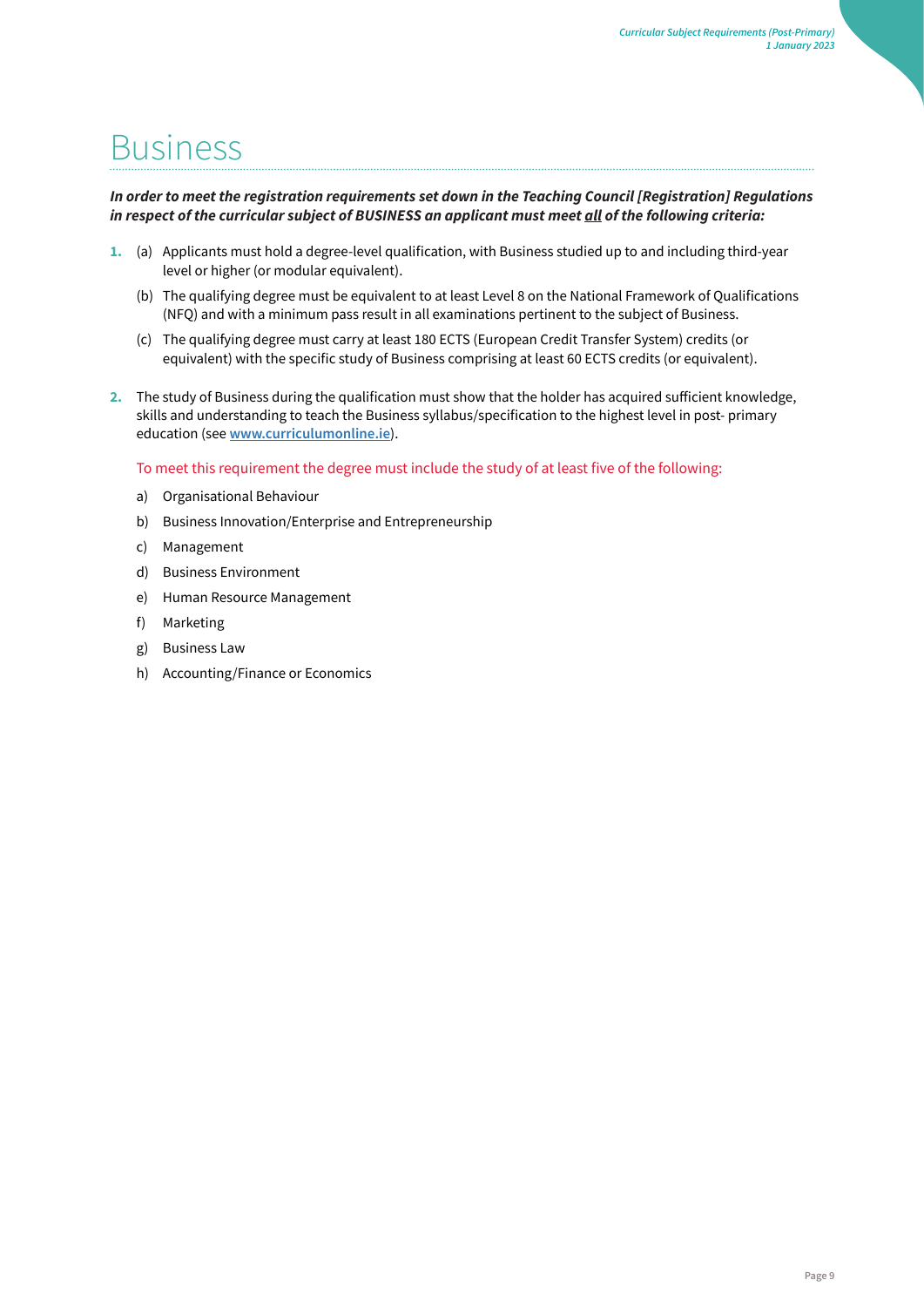# Business

***In order to meet the registration requirements set down in the Teaching Council [Registration] Regulations in respect of the curricular subject of BUSINESS an applicant must meet all of the following criteria:***

1. (a) Applicants must hold a degree-level qualification, with Business studied up to and including third-year level or higher (or modular equivalent).

   (b) The qualifying degree must be equivalent to at least Level 8 on the National Framework of Qualifications (NFQ) and with a minimum pass result in all examinations pertinent to the subject of Business.

   (c) The qualifying degree must carry at least 180 ECTS (European Credit Transfer System) credits (or equivalent) with the specific study of Business comprising at least 60 ECTS credits (or equivalent).

2. The study of Business during the qualification must show that the holder has acquired sufficient knowledge, skills and understanding to teach the Business syllabus/specification to the highest level in post- primary education (see **www.curriculumonline.ie**).

   To meet this requirement the degree must include the study of at least five of the following:

   a) Organisational Behaviour

   b) Business Innovation/Enterprise and Entrepreneurship

   c) Management

   d) Business Environment

   e) Human Resource Management

   f) Marketing

   g) Business Law

   h) Accounting/Finance or Economics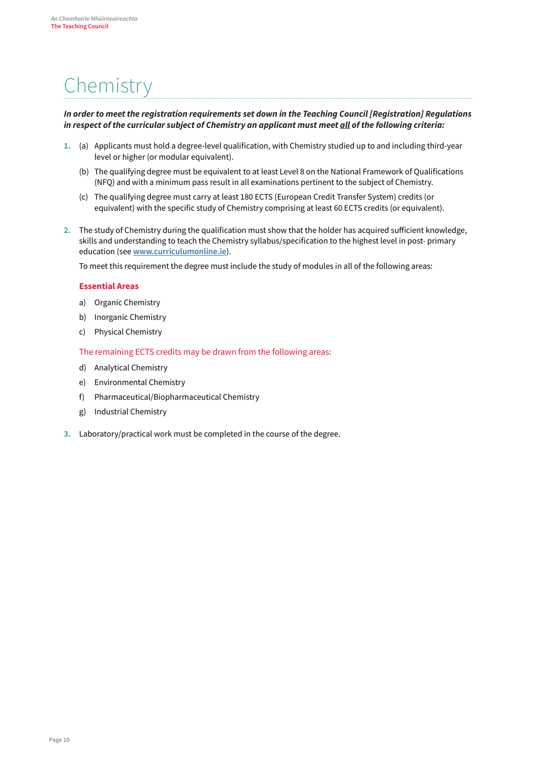# Chemistry

***In order to meet the registration requirements set down in the Teaching Council [Registration] Regulations in respect of the curricular subject of Chemistry an applicant must meet all of the following criteria:***

1. (a) Applicants must hold a degree-level qualification, with Chemistry studied up to and including third-year level or higher (or modular equivalent).

   (b) The qualifying degree must be equivalent to at least Level 8 on the National Framework of Qualifications (NFQ) and with a minimum pass result in all examinations pertinent to the subject of Chemistry.

   (c) The qualifying degree must carry at least 180 ECTS (European Credit Transfer System) credits (or equivalent) with the specific study of Chemistry comprising at least 60 ECTS credits (or equivalent).

2. The study of Chemistry during the qualification must show that the holder has acquired sufficient knowledge, skills and understanding to teach the Chemistry syllabus/specification to the highest level in post- primary education (see [www.curriculumonline.ie](http://www.curriculumonline.ie)).

   To meet this requirement the degree must include the study of modules in all of the following areas:

   **Essential Areas**

   a) Organic Chemistry

   b) Inorganic Chemistry

   c) Physical Chemistry

   The remaining ECTS credits may be drawn from the following areas:

   d) Analytical Chemistry

   e) Environmental Chemistry

   f) Pharmaceutical/Biopharmaceutical Chemistry

   g) Industrial Chemistry

3. Laboratory/practical work must be completed in the course of the degree.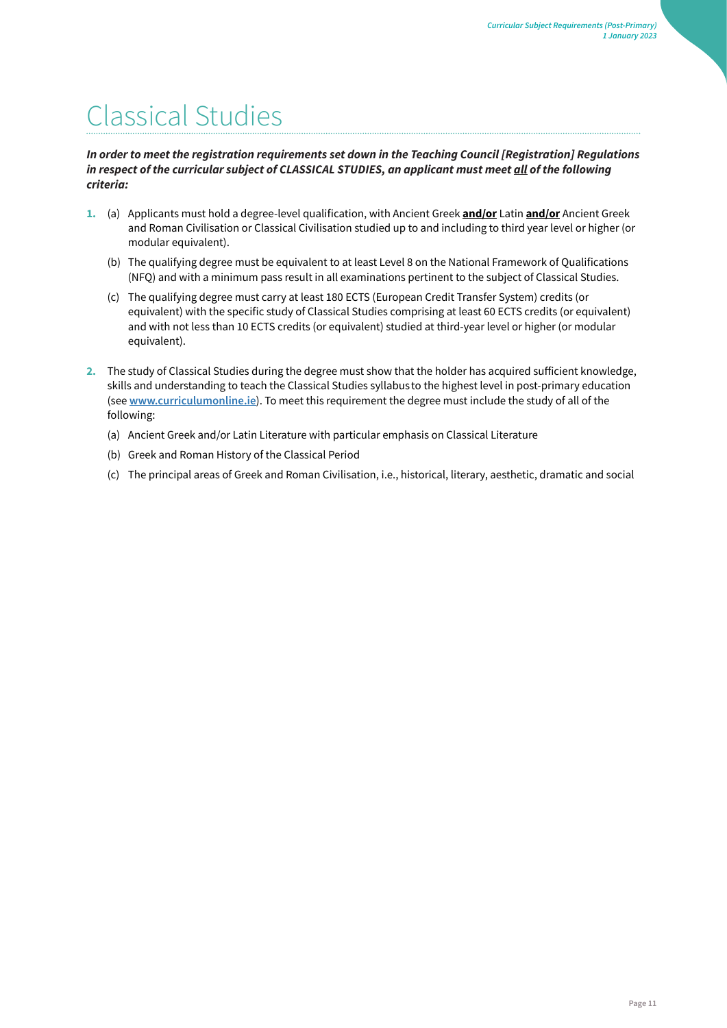# Classical Studies

***In order to meet the registration requirements set down in the Teaching Council [Registration] Regulations in respect of the curricular subject of CLASSICAL STUDIES, an applicant must meet <u>all</u> of the following criteria:***

1. (a) Applicants must hold a degree-level qualification, with Ancient Greek **<u>and/or</u>** Latin **<u>and/or</u>** Ancient Greek and Roman Civilisation or Classical Civilisation studied up to and including to third year level or higher (or modular equivalent).

   (b) The qualifying degree must be equivalent to at least Level 8 on the National Framework of Qualifications (NFQ) and with a minimum pass result in all examinations pertinent to the subject of Classical Studies.

   (c) The qualifying degree must carry at least 180 ECTS (European Credit Transfer System) credits (or equivalent) with the specific study of Classical Studies comprising at least 60 ECTS credits (or equivalent) and with not less than 10 ECTS credits (or equivalent) studied at third-year level or higher (or modular equivalent).

2. The study of Classical Studies during the degree must show that the holder has acquired sufficient knowledge, skills and understanding to teach the Classical Studies syllabus to the highest level in post-primary education (see **www.curriculumonline.ie**). To meet this requirement the degree must include the study of all of the following:

   (a) Ancient Greek and/or Latin Literature with particular emphasis on Classical Literature

   (b) Greek and Roman History of the Classical Period

   (c) The principal areas of Greek and Roman Civilisation, i.e., historical, literary, aesthetic, dramatic and social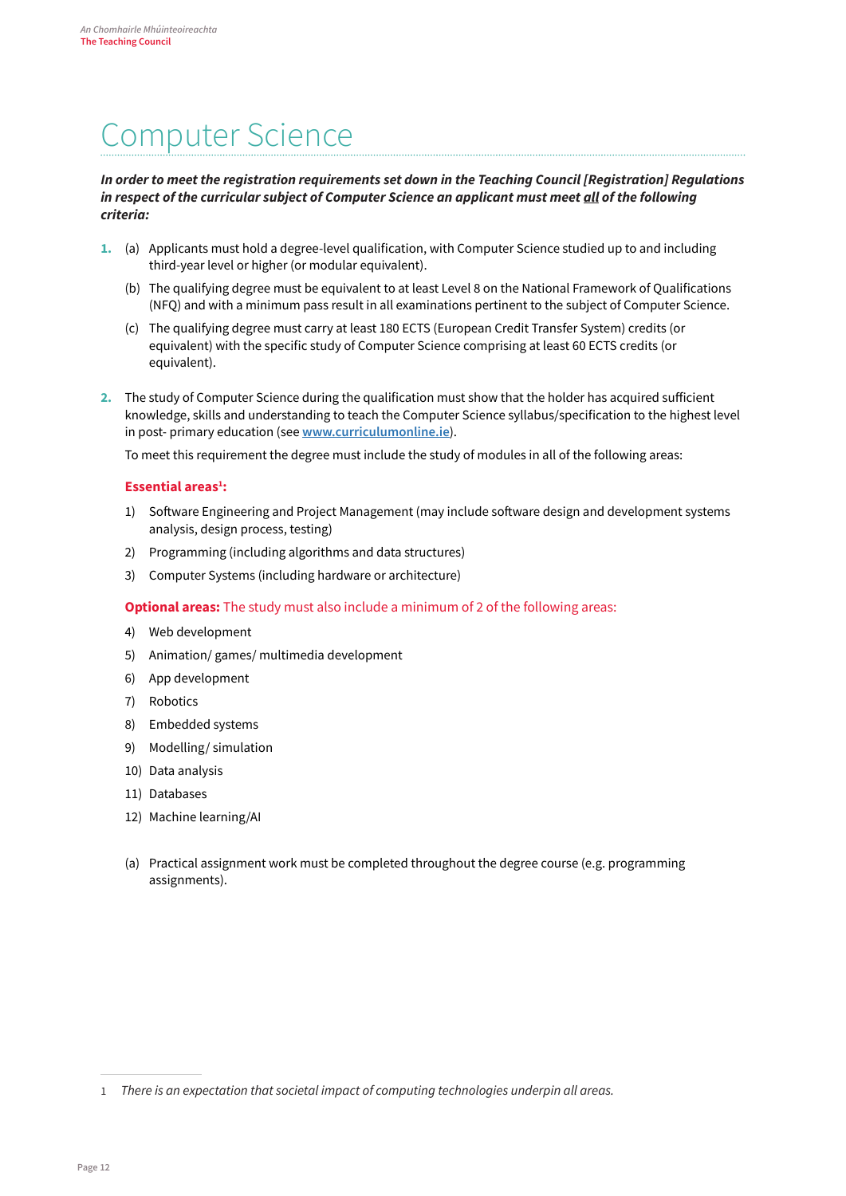# Computer Science

***In order to meet the registration requirements set down in the Teaching Council [Registration] Regulations in respect of the curricular subject of Computer Science an applicant must meet all of the following criteria:***

**1.** (a) Applicants must hold a degree-level qualification, with Computer Science studied up to and including third-year level or higher (or modular equivalent).

(b) The qualifying degree must be equivalent to at least Level 8 on the National Framework of Qualifications (NFQ) and with a minimum pass result in all examinations pertinent to the subject of Computer Science.

(c) The qualifying degree must carry at least 180 ECTS (European Credit Transfer System) credits (or equivalent) with the specific study of Computer Science comprising at least 60 ECTS credits (or equivalent).

**2.** The study of Computer Science during the qualification must show that the holder has acquired sufficient knowledge, skills and understanding to teach the Computer Science syllabus/specification to the highest level in post- primary education (see [www.curriculumonline.ie](http://www.curriculumonline.ie)).

To meet this requirement the degree must include the study of modules in all of the following areas:

**Essential areas[1]:**

1) Software Engineering and Project Management (may include software design and development systems analysis, design process, testing)
2) Programming (including algorithms and data structures)
3) Computer Systems (including hardware or architecture)

**Optional areas:** The study must also include a minimum of 2 of the following areas:

4) Web development
5) Animation/ games/ multimedia development
6) App development
7) Robotics
8) Embedded systems
9) Modelling/ simulation
10) Data analysis
11) Databases
12) Machine learning/AI

(a) Practical assignment work must be completed throughout the degree course (e.g. programming assignments).

---

1 *There is an expectation that societal impact of computing technologies underpin all areas.*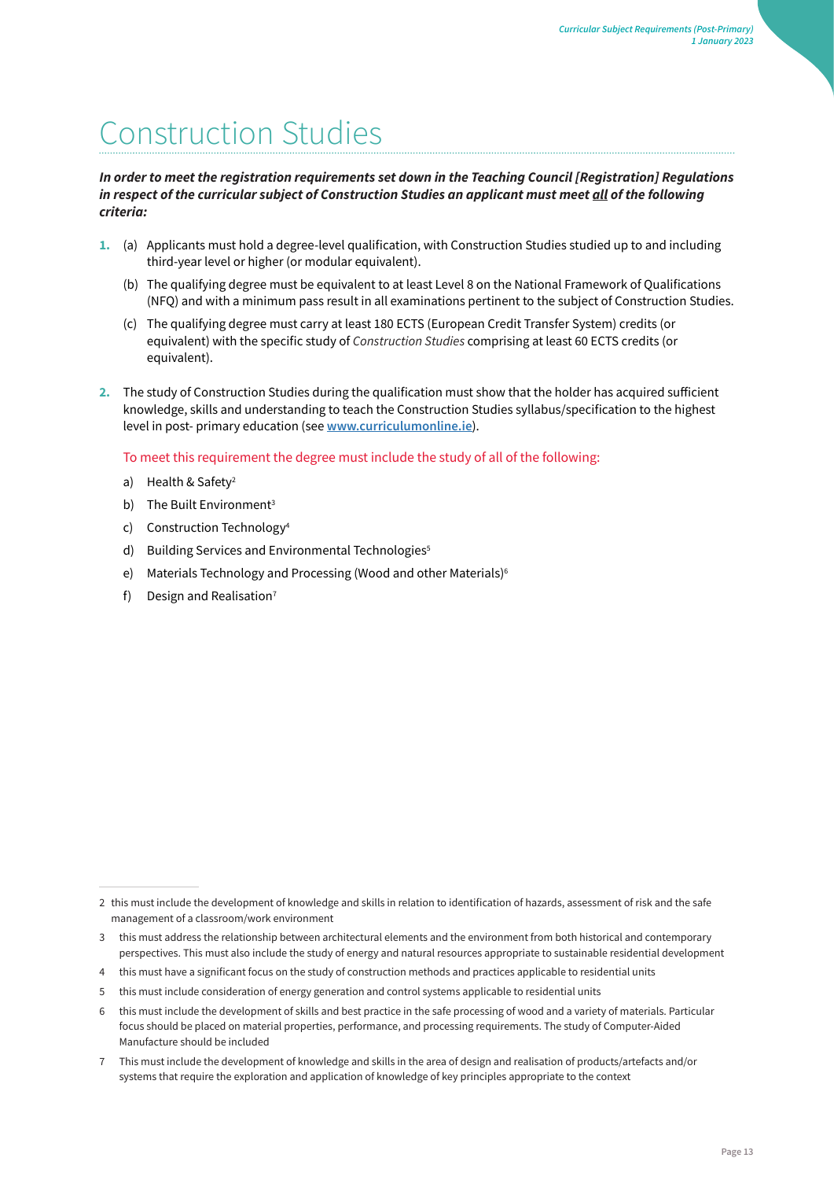# Construction Studies

***In order to meet the registration requirements set down in the Teaching Council [Registration] Regulations in respect of the curricular subject of Construction Studies an applicant must meet all of the following criteria:***

1. (a) Applicants must hold a degree-level qualification, with Construction Studies studied up to and including third-year level or higher (or modular equivalent).

   (b) The qualifying degree must be equivalent to at least Level 8 on the National Framework of Qualifications (NFQ) and with a minimum pass result in all examinations pertinent to the subject of Construction Studies.

   (c) The qualifying degree must carry at least 180 ECTS (European Credit Transfer System) credits (or equivalent) with the specific study of *Construction Studies* comprising at least 60 ECTS credits (or equivalent).

2. The study of Construction Studies during the qualification must show that the holder has acquired sufficient knowledge, skills and understanding to teach the Construction Studies syllabus/specification to the highest level in post- primary education (see **www.curriculumonline.ie**).

   To meet this requirement the degree must include the study of all of the following:

   a) Health & Safety[2]
   
   b) The Built Environment[3]
   
   c) Construction Technology[4]
   
   d) Building Services and Environmental Technologies[5]
   
   e) Materials Technology and Processing (Wood and other Materials)[6]
   
   f) Design and Realisation[7]

---

2 this must include the development of knowledge and skills in relation to identification of hazards, assessment of risk and the safe management of a classroom/work environment

3 this must address the relationship between architectural elements and the environment from both historical and contemporary perspectives. This must also include the study of energy and natural resources appropriate to sustainable residential development

4 this must have a significant focus on the study of construction methods and practices applicable to residential units

5 this must include consideration of energy generation and control systems applicable to residential units

6 this must include the development of skills and best practice in the safe processing of wood and a variety of materials. Particular focus should be placed on material properties, performance, and processing requirements. The study of Computer-Aided Manufacture should be included

7 This must include the development of knowledge and skills in the area of design and realisation of products/artefacts and/or systems that require the exploration and application of knowledge of key principles appropriate to the context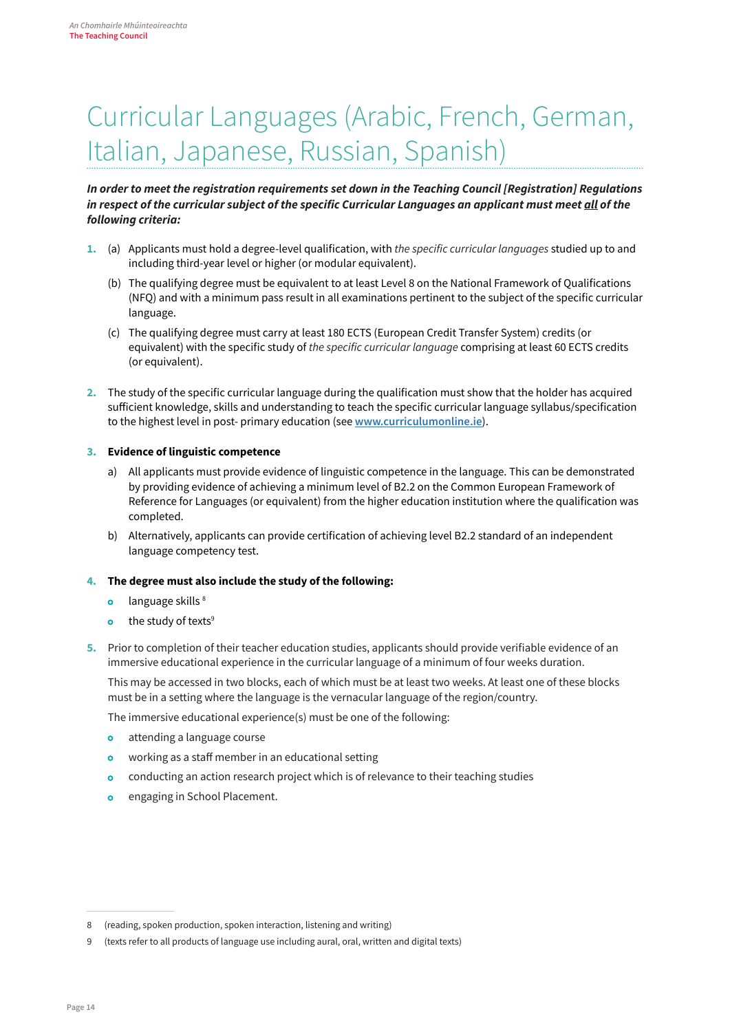# Curricular Languages (Arabic, French, German, Italian, Japanese, Russian, Spanish)

***In order to meet the registration requirements set down in the Teaching Council [Registration] Regulations in respect of the curricular subject of the specific Curricular Languages an applicant must meet all of the following criteria:***

1. (a) Applicants must hold a degree-level qualification, with *the specific curricular languages* studied up to and including third-year level or higher (or modular equivalent).

   (b) The qualifying degree must be equivalent to at least Level 8 on the National Framework of Qualifications (NFQ) and with a minimum pass result in all examinations pertinent to the subject of the specific curricular language.

   (c) The qualifying degree must carry at least 180 ECTS (European Credit Transfer System) credits (or equivalent) with the specific study of *the specific curricular language* comprising at least 60 ECTS credits (or equivalent).

2. The study of the specific curricular language during the qualification must show that the holder has acquired sufficient knowledge, skills and understanding to teach the specific curricular language syllabus/specification to the highest level in post- primary education (see **www.curriculumonline.ie**).

3. **Evidence of linguistic competence**

   a) All applicants must provide evidence of linguistic competence in the language. This can be demonstrated by providing evidence of achieving a minimum level of B2.2 on the Common European Framework of Reference for Languages (or equivalent) from the higher education institution where the qualification was completed.

   b) Alternatively, applicants can provide certification of achieving level B2.2 standard of an independent language competency test.

4. **The degree must also include the study of the following:**

   - language skills [8]
   - the study of texts[9]

5. Prior to completion of their teacher education studies, applicants should provide verifiable evidence of an immersive educational experience in the curricular language of a minimum of four weeks duration.

   This may be accessed in two blocks, each of which must be at least two weeks. At least one of these blocks must be in a setting where the language is the vernacular language of the region/country.

   The immersive educational experience(s) must be one of the following:

   - attending a language course
   - working as a staff member in an educational setting
   - conducting an action research project which is of relevance to their teaching studies
   - engaging in School Placement.

8 (reading, spoken production, spoken interaction, listening and writing)

9 (texts refer to all products of language use including aural, oral, written and digital texts)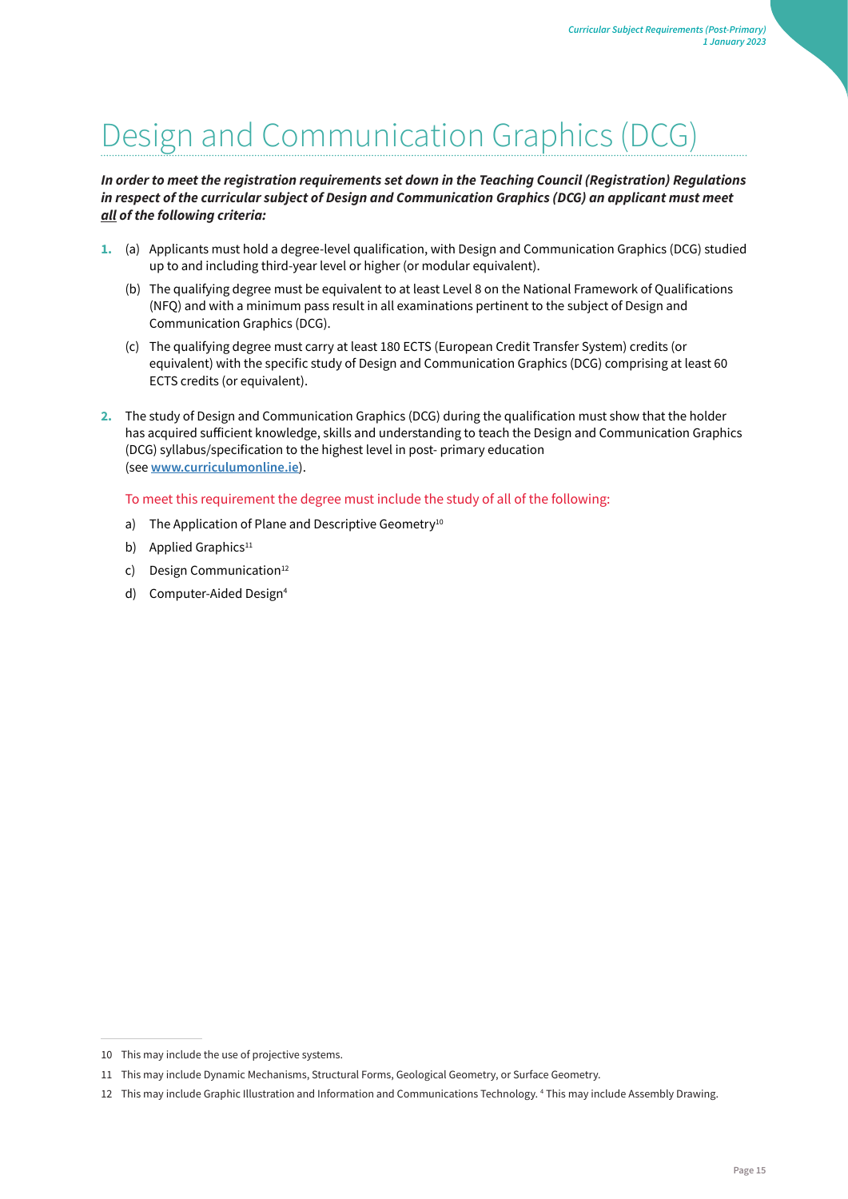# Design and Communication Graphics (DCG)

***In order to meet the registration requirements set down in the Teaching Council (Registration) Regulations in respect of the curricular subject of Design and Communication Graphics (DCG) an applicant must meet <u>all</u> of the following criteria:***

1. (a) Applicants must hold a degree-level qualification, with Design and Communication Graphics (DCG) studied up to and including third-year level or higher (or modular equivalent).

   (b) The qualifying degree must be equivalent to at least Level 8 on the National Framework of Qualifications (NFQ) and with a minimum pass result in all examinations pertinent to the subject of Design and Communication Graphics (DCG).

   (c) The qualifying degree must carry at least 180 ECTS (European Credit Transfer System) credits (or equivalent) with the specific study of Design and Communication Graphics (DCG) comprising at least 60 ECTS credits (or equivalent).

2. The study of Design and Communication Graphics (DCG) during the qualification must show that the holder has acquired sufficient knowledge, skills and understanding to teach the Design and Communication Graphics (DCG) syllabus/specification to the highest level in post- primary education (see **www.curriculumonline.ie**).

   To meet this requirement the degree must include the study of all of the following:

   a) The Application of Plane and Descriptive Geometry[10]

   b) Applied Graphics[11]

   c) Design Communication[12]

   d) Computer-Aided Design[4]

---

10 This may include the use of projective systems.

11 This may include Dynamic Mechanisms, Structural Forms, Geological Geometry, or Surface Geometry.

12 This may include Graphic Illustration and Information and Communications Technology. [4] This may include Assembly Drawing.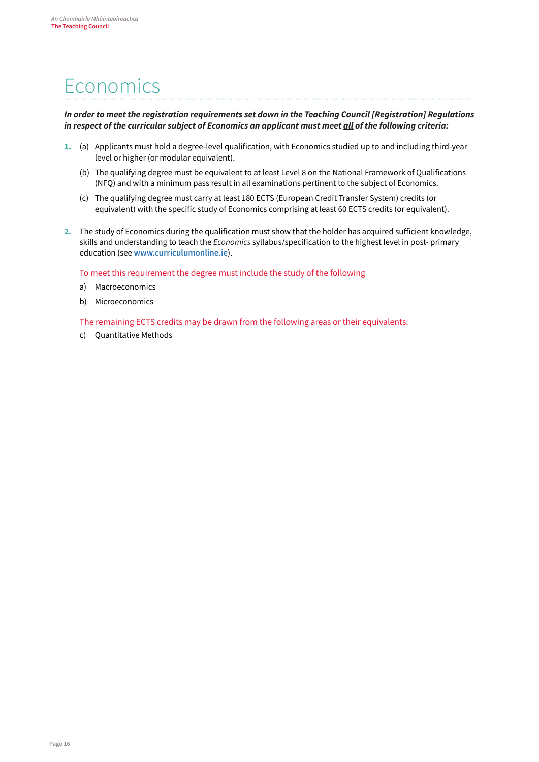# Economics

***In order to meet the registration requirements set down in the Teaching Council [Registration] Regulations in respect of the curricular subject of Economics an applicant must meet <u>all</u> of the following criteria:***

1. (a) Applicants must hold a degree-level qualification, with Economics studied up to and including third-year level or higher (or modular equivalent).

   (b) The qualifying degree must be equivalent to at least Level 8 on the National Framework of Qualifications (NFQ) and with a minimum pass result in all examinations pertinent to the subject of Economics.

   (c) The qualifying degree must carry at least 180 ECTS (European Credit Transfer System) credits (or equivalent) with the specific study of Economics comprising at least 60 ECTS credits (or equivalent).

2. The study of Economics during the qualification must show that the holder has acquired sufficient knowledge, skills and understanding to teach the *Economics* syllabus/specification to the highest level in post- primary education (see **[www.curriculumonline.ie](http://www.curriculumonline.ie)**).

   To meet this requirement the degree must include the study of the following

   a) Macroeconomics

   b) Microeconomics

   The remaining ECTS credits may be drawn from the following areas or their equivalents:

   c) Quantitative Methods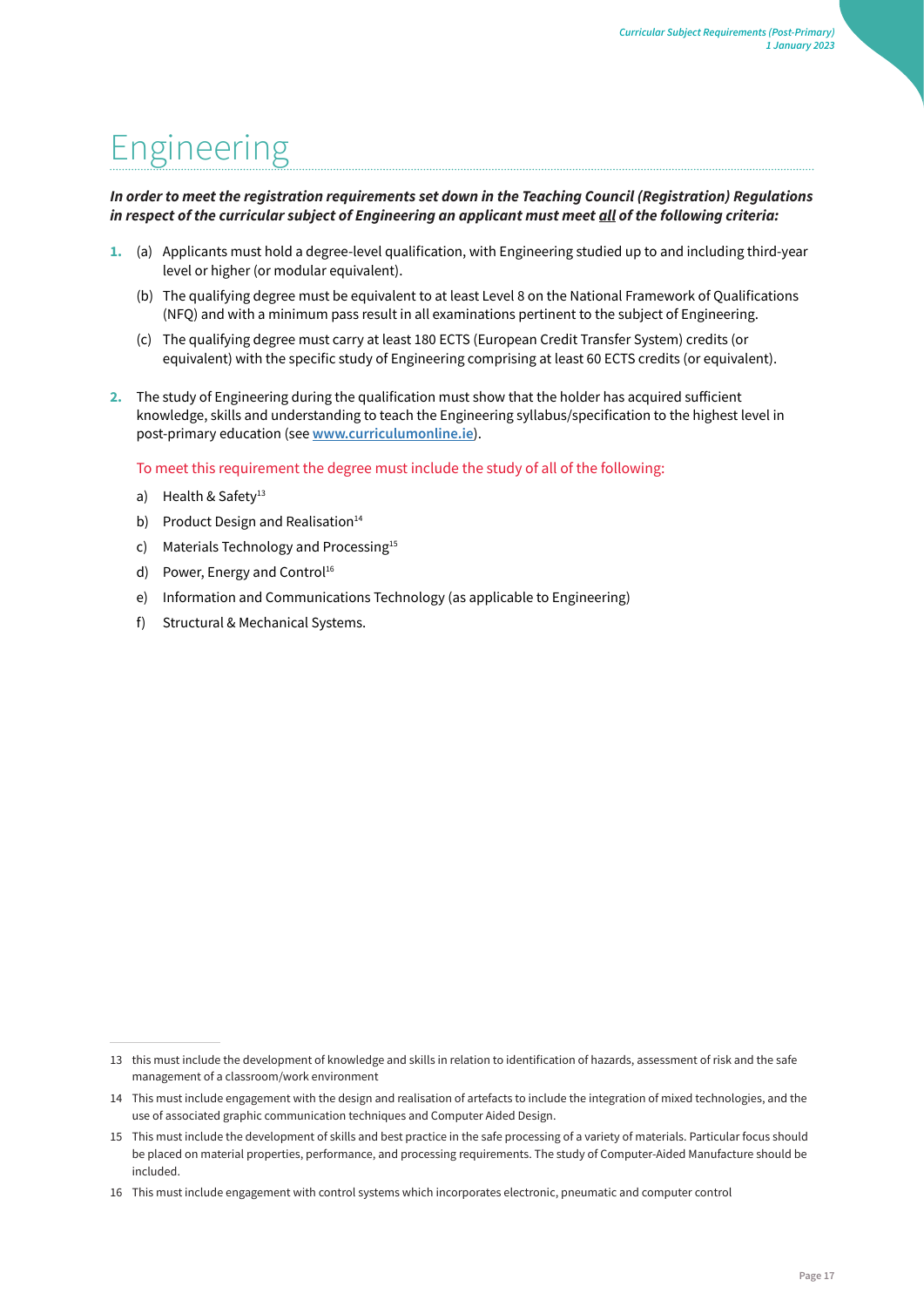# Engineering

***In order to meet the registration requirements set down in the Teaching Council (Registration) Regulations in respect of the curricular subject of Engineering an applicant must meet all of the following criteria:***

**1.** (a) Applicants must hold a degree-level qualification, with Engineering studied up to and including third-year level or higher (or modular equivalent).

(b) The qualifying degree must be equivalent to at least Level 8 on the National Framework of Qualifications (NFQ) and with a minimum pass result in all examinations pertinent to the subject of Engineering.

(c) The qualifying degree must carry at least 180 ECTS (European Credit Transfer System) credits (or equivalent) with the specific study of Engineering comprising at least 60 ECTS credits (or equivalent).

**2.** The study of Engineering during the qualification must show that the holder has acquired sufficient knowledge, skills and understanding to teach the Engineering syllabus/specification to the highest level in post-primary education (see **[www.curriculumonline.ie](http://www.curriculumonline.ie)**).

To meet this requirement the degree must include the study of all of the following:

a) Health & Safety[13]

b) Product Design and Realisation[14]

c) Materials Technology and Processing[15]

d) Power, Energy and Control[16]

e) Information and Communications Technology (as applicable to Engineering)

f) Structural & Mechanical Systems.

---

13 this must include the development of knowledge and skills in relation to identification of hazards, assessment of risk and the safe management of a classroom/work environment

14 This must include engagement with the design and realisation of artefacts to include the integration of mixed technologies, and the use of associated graphic communication techniques and Computer Aided Design.

15 This must include the development of skills and best practice in the safe processing of a variety of materials. Particular focus should be placed on material properties, performance, and processing requirements. The study of Computer-Aided Manufacture should be included.

16 This must include engagement with control systems which incorporates electronic, pneumatic and computer control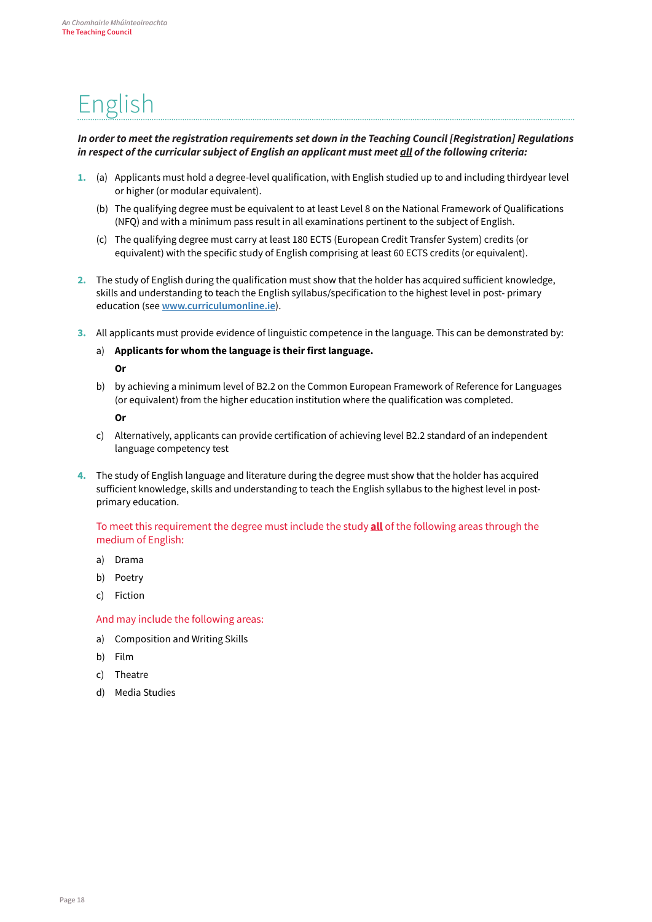# English

***In order to meet the registration requirements set down in the Teaching Council [Registration] Regulations in respect of the curricular subject of English an applicant must meet <u>all</u> of the following criteria:***

1. (a) Applicants must hold a degree-level qualification, with English studied up to and including thirdyear level or higher (or modular equivalent).

   (b) The qualifying degree must be equivalent to at least Level 8 on the National Framework of Qualifications (NFQ) and with a minimum pass result in all examinations pertinent to the subject of English.

   (c) The qualifying degree must carry at least 180 ECTS (European Credit Transfer System) credits (or equivalent) with the specific study of English comprising at least 60 ECTS credits (or equivalent).

2. The study of English during the qualification must show that the holder has acquired sufficient knowledge, skills and understanding to teach the English syllabus/specification to the highest level in post- primary education (see [www.curriculumonline.ie](http://www.curriculumonline.ie)).

3. All applicants must provide evidence of linguistic competence in the language. This can be demonstrated by:

   a) **Applicants for whom the language is their first language.**

   **Or**

   b) by achieving a minimum level of B2.2 on the Common European Framework of Reference for Languages (or equivalent) from the higher education institution where the qualification was completed.

   **Or**

   c) Alternatively, applicants can provide certification of achieving level B2.2 standard of an independent language competency test

4. The study of English language and literature during the degree must show that the holder has acquired sufficient knowledge, skills and understanding to teach the English syllabus to the highest level in post-primary education.

   To meet this requirement the degree must include the study **<u>all</u>** of the following areas through the medium of English:

   a) Drama

   b) Poetry

   c) Fiction

   And may include the following areas:

   a) Composition and Writing Skills

   b) Film

   c) Theatre

   d) Media Studies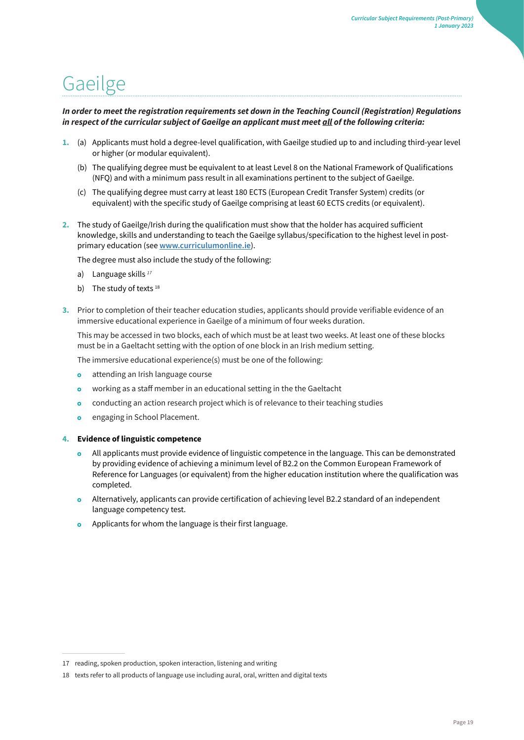# Gaeilge

***In order to meet the registration requirements set down in the Teaching Council (Registration) Regulations in respect of the curricular subject of Gaeilge an applicant must meet all of the following criteria:***

1. (a) Applicants must hold a degree-level qualification, with Gaeilge studied up to and including third-year level or higher (or modular equivalent).

   (b) The qualifying degree must be equivalent to at least Level 8 on the National Framework of Qualifications (NFQ) and with a minimum pass result in all examinations pertinent to the subject of Gaeilge.

   (c) The qualifying degree must carry at least 180 ECTS (European Credit Transfer System) credits (or equivalent) with the specific study of Gaeilge comprising at least 60 ECTS credits (or equivalent).

2. The study of Gaeilge/Irish during the qualification must show that the holder has acquired sufficient knowledge, skills and understanding to teach the Gaeilge syllabus/specification to the highest level in post-primary education (see **www.curriculumonline.ie**).

   The degree must also include the study of the following:

   a) Language skills [17]

   b) The study of texts [18]

3. Prior to completion of their teacher education studies, applicants should provide verifiable evidence of an immersive educational experience in Gaeilge of a minimum of four weeks duration.

   This may be accessed in two blocks, each of which must be at least two weeks. At least one of these blocks must be in a Gaeltacht setting with the option of one block in an Irish medium setting.

   The immersive educational experience(s) must be one of the following:

   - attending an Irish language course
   - working as a staff member in an educational setting in the the Gaeltacht
   - conducting an action research project which is of relevance to their teaching studies
   - engaging in School Placement.

4. **Evidence of linguistic competence**

   - All applicants must provide evidence of linguistic competence in the language. This can be demonstrated by providing evidence of achieving a minimum level of B2.2 on the Common European Framework of Reference for Languages (or equivalent) from the higher education institution where the qualification was completed.
   - Alternatively, applicants can provide certification of achieving level B2.2 standard of an independent language competency test.
   - Applicants for whom the language is their first language.

---

17 reading, spoken production, spoken interaction, listening and writing

18 texts refer to all products of language use including aural, oral, written and digital texts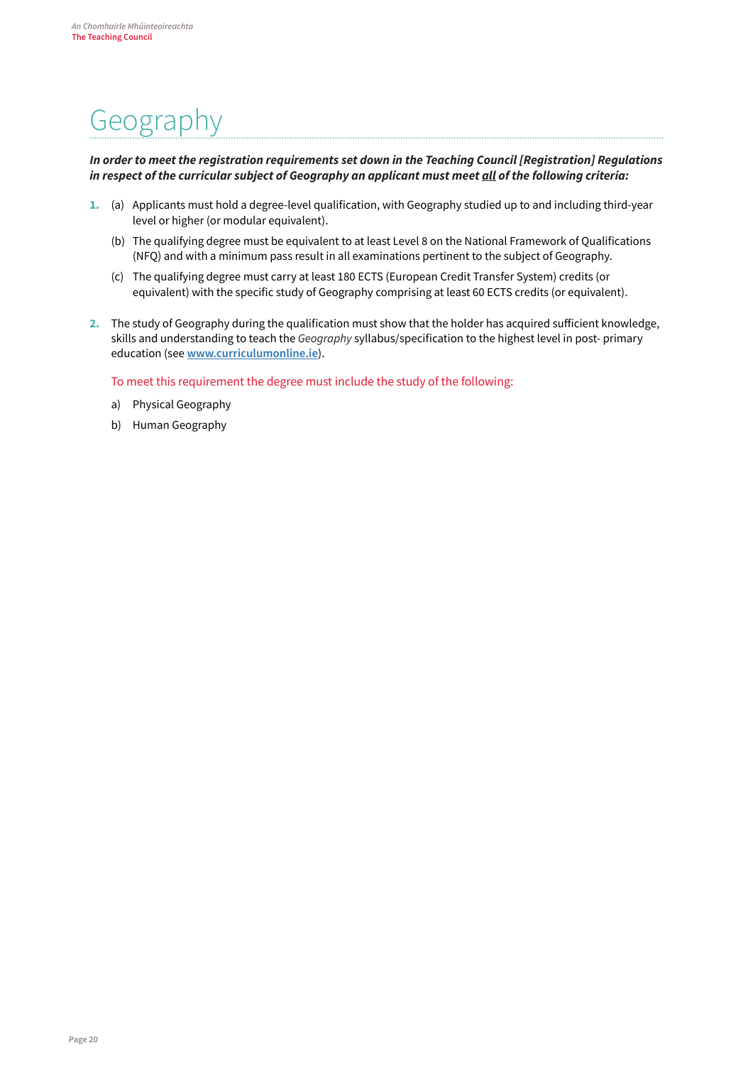# Geography

***In order to meet the registration requirements set down in the Teaching Council [Registration] Regulations in respect of the curricular subject of Geography an applicant must meet <u>all</u> of the following criteria:***

1. (a) Applicants must hold a degree-level qualification, with Geography studied up to and including third-year level or higher (or modular equivalent).

   (b) The qualifying degree must be equivalent to at least Level 8 on the National Framework of Qualifications (NFQ) and with a minimum pass result in all examinations pertinent to the subject of Geography.

   (c) The qualifying degree must carry at least 180 ECTS (European Credit Transfer System) credits (or equivalent) with the specific study of Geography comprising at least 60 ECTS credits (or equivalent).

2. The study of Geography during the qualification must show that the holder has acquired sufficient knowledge, skills and understanding to teach the *Geography* syllabus/specification to the highest level in post- primary education (see **[www.curriculumonline.ie](http://www.curriculumonline.ie)**).

   To meet this requirement the degree must include the study of the following:

   a) Physical Geography

   b) Human Geography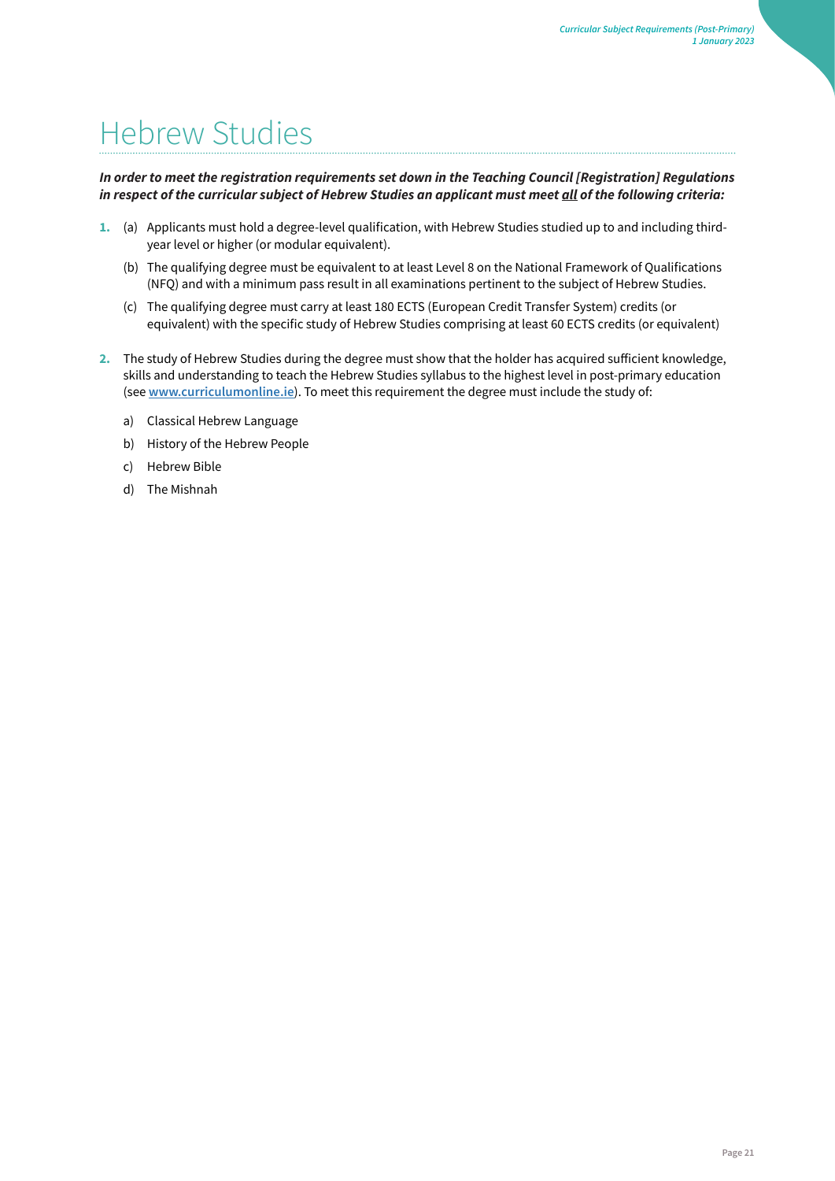# Hebrew Studies

***In order to meet the registration requirements set down in the Teaching Council [Registration] Regulations in respect of the curricular subject of Hebrew Studies an applicant must meet all of the following criteria:***

1. (a) Applicants must hold a degree-level qualification, with Hebrew Studies studied up to and including third-year level or higher (or modular equivalent).

   (b) The qualifying degree must be equivalent to at least Level 8 on the National Framework of Qualifications (NFQ) and with a minimum pass result in all examinations pertinent to the subject of Hebrew Studies.

   (c) The qualifying degree must carry at least 180 ECTS (European Credit Transfer System) credits (or equivalent) with the specific study of Hebrew Studies comprising at least 60 ECTS credits (or equivalent)

2. The study of Hebrew Studies during the degree must show that the holder has acquired sufficient knowledge, skills and understanding to teach the Hebrew Studies syllabus to the highest level in post-primary education (see **www.curriculumonline.ie**). To meet this requirement the degree must include the study of:

   a) Classical Hebrew Language

   b) History of the Hebrew People

   c) Hebrew Bible

   d) The Mishnah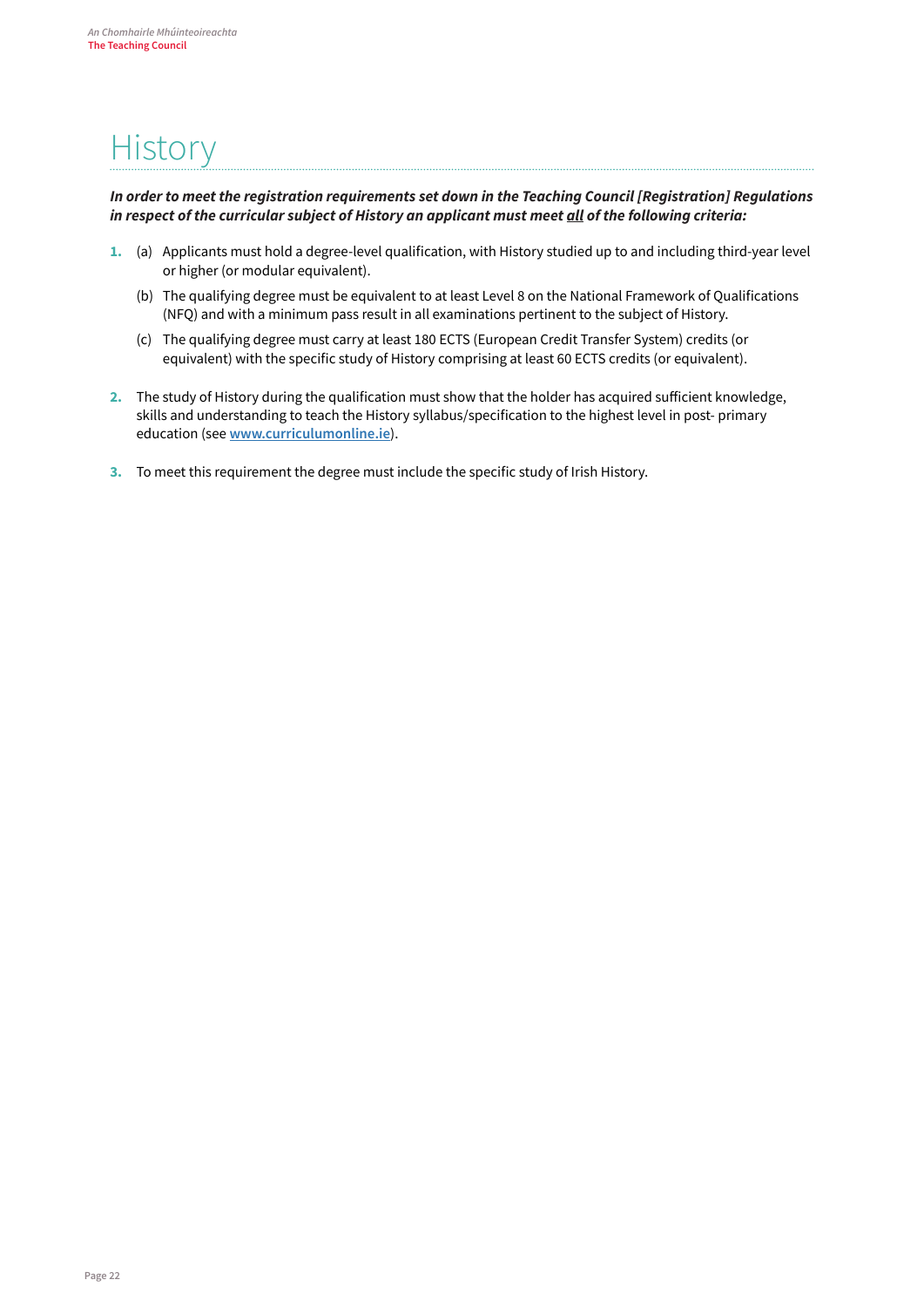# History

***In order to meet the registration requirements set down in the Teaching Council [Registration] Regulations in respect of the curricular subject of History an applicant must meet all of the following criteria:***

1. (a) Applicants must hold a degree-level qualification, with History studied up to and including third-year level or higher (or modular equivalent).

   (b) The qualifying degree must be equivalent to at least Level 8 on the National Framework of Qualifications (NFQ) and with a minimum pass result in all examinations pertinent to the subject of History.

   (c) The qualifying degree must carry at least 180 ECTS (European Credit Transfer System) credits (or equivalent) with the specific study of History comprising at least 60 ECTS credits (or equivalent).

2. The study of History during the qualification must show that the holder has acquired sufficient knowledge, skills and understanding to teach the History syllabus/specification to the highest level in post- primary education (see **www.curriculumonline.ie**).

3. To meet this requirement the degree must include the specific study of Irish History.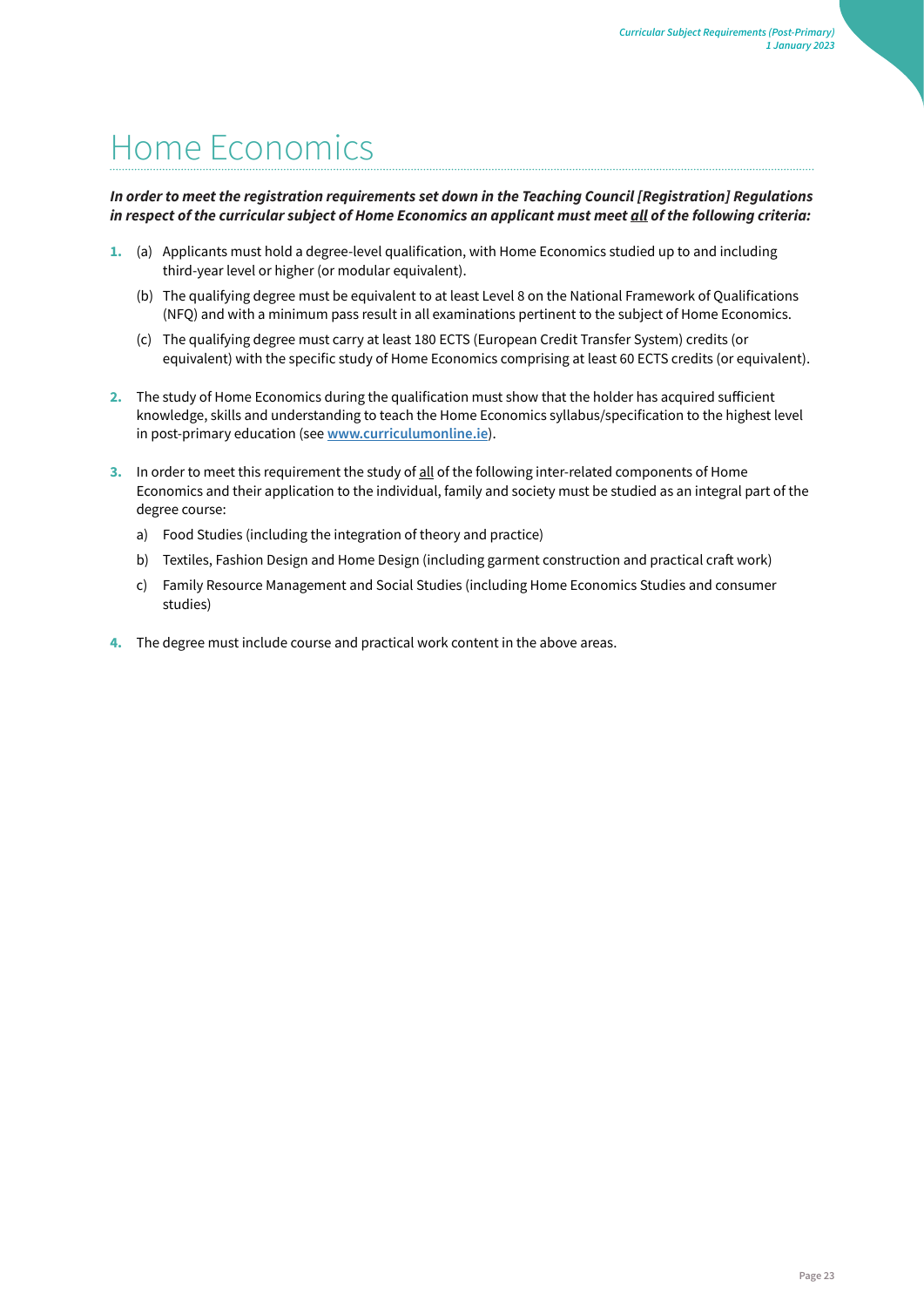# Home Economics

***In order to meet the registration requirements set down in the Teaching Council [Registration] Regulations in respect of the curricular subject of Home Economics an applicant must meet <u>all</u> of the following criteria:***

1. (a) Applicants must hold a degree-level qualification, with Home Economics studied up to and including third-year level or higher (or modular equivalent).

   (b) The qualifying degree must be equivalent to at least Level 8 on the National Framework of Qualifications (NFQ) and with a minimum pass result in all examinations pertinent to the subject of Home Economics.

   (c) The qualifying degree must carry at least 180 ECTS (European Credit Transfer System) credits (or equivalent) with the specific study of Home Economics comprising at least 60 ECTS credits (or equivalent).

2. The study of Home Economics during the qualification must show that the holder has acquired sufficient knowledge, skills and understanding to teach the Home Economics syllabus/specification to the highest level in post-primary education (see **[www.curriculumonline.ie](http://www.curriculumonline.ie)**).

3. In order to meet this requirement the study of <u>all</u> of the following inter-related components of Home Economics and their application to the individual, family and society must be studied as an integral part of the degree course:

   a) Food Studies (including the integration of theory and practice)

   b) Textiles, Fashion Design and Home Design (including garment construction and practical craft work)

   c) Family Resource Management and Social Studies (including Home Economics Studies and consumer studies)

4. The degree must include course and practical work content in the above areas.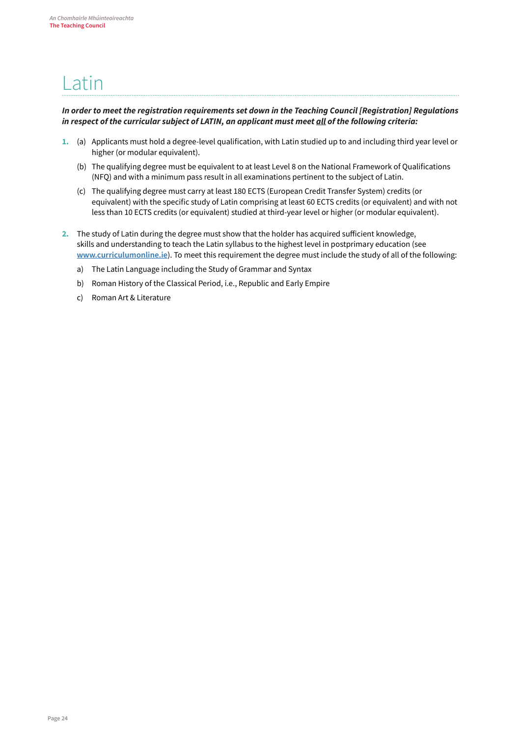# Latin

***In order to meet the registration requirements set down in the Teaching Council [Registration] Regulations in respect of the curricular subject of LATIN, an applicant must meet all of the following criteria:***

1. (a) Applicants must hold a degree-level qualification, with Latin studied up to and including third year level or higher (or modular equivalent).

   (b) The qualifying degree must be equivalent to at least Level 8 on the National Framework of Qualifications (NFQ) and with a minimum pass result in all examinations pertinent to the subject of Latin.

   (c) The qualifying degree must carry at least 180 ECTS (European Credit Transfer System) credits (or equivalent) with the specific study of Latin comprising at least 60 ECTS credits (or equivalent) and with not less than 10 ECTS credits (or equivalent) studied at third-year level or higher (or modular equivalent).

2. The study of Latin during the degree must show that the holder has acquired sufficient knowledge, skills and understanding to teach the Latin syllabus to the highest level in postprimary education (see [www.curriculumonline.ie](http://www.curriculumonline.ie)). To meet this requirement the degree must include the study of all of the following:

   a) The Latin Language including the Study of Grammar and Syntax

   b) Roman History of the Classical Period, i.e., Republic and Early Empire

   c) Roman Art & Literature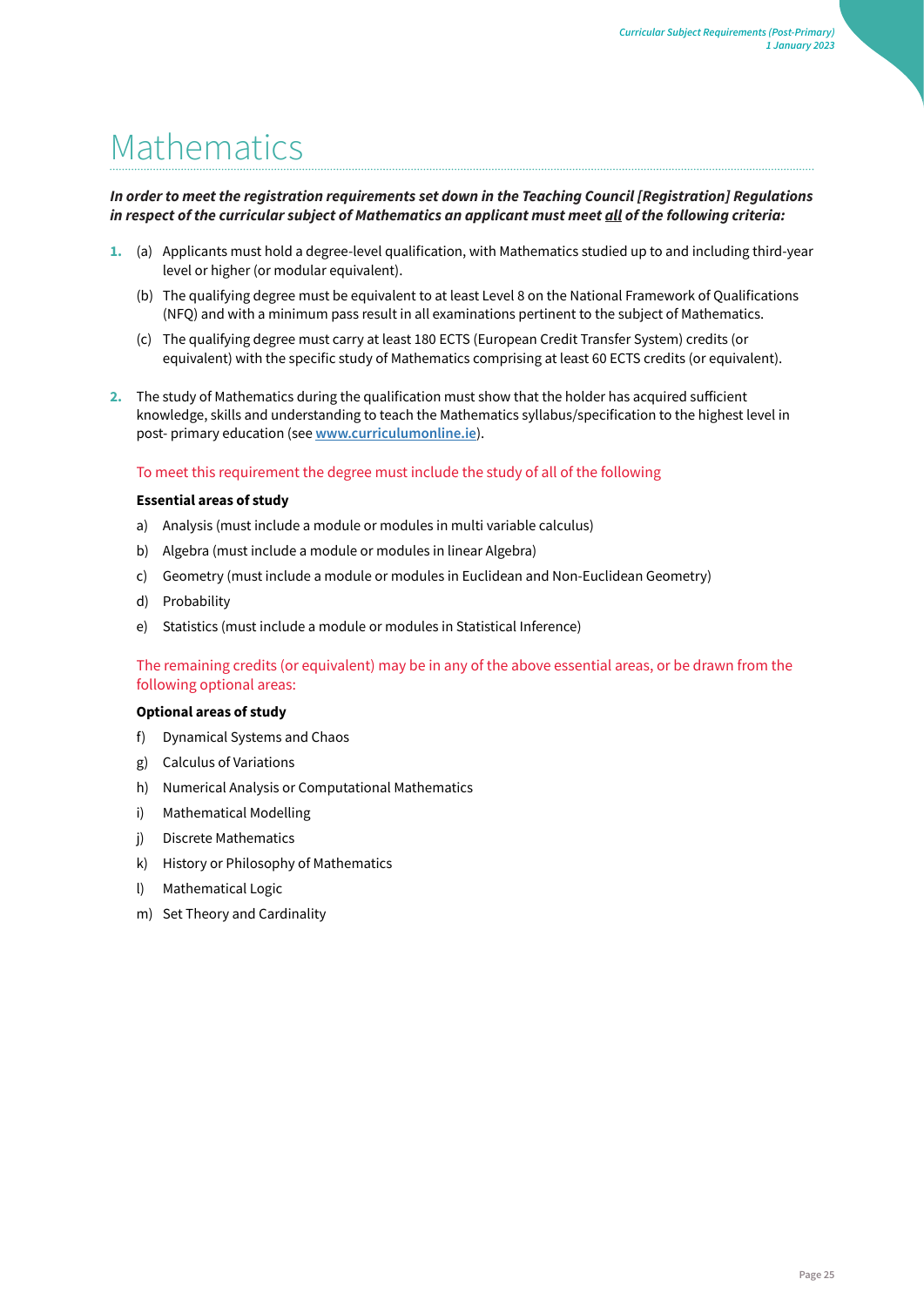# Mathematics

***In order to meet the registration requirements set down in the Teaching Council [Registration] Regulations in respect of the curricular subject of Mathematics an applicant must meet <u>all</u> of the following criteria:***

1. (a) Applicants must hold a degree-level qualification, with Mathematics studied up to and including third-year level or higher (or modular equivalent).

   (b) The qualifying degree must be equivalent to at least Level 8 on the National Framework of Qualifications (NFQ) and with a minimum pass result in all examinations pertinent to the subject of Mathematics.

   (c) The qualifying degree must carry at least 180 ECTS (European Credit Transfer System) credits (or equivalent) with the specific study of Mathematics comprising at least 60 ECTS credits (or equivalent).

2. The study of Mathematics during the qualification must show that the holder has acquired sufficient knowledge, skills and understanding to teach the Mathematics syllabus/specification to the highest level in post- primary education (see [www.curriculumonline.ie](http://www.curriculumonline.ie)).

   To meet this requirement the degree must include the study of all of the following

   **Essential areas of study**

   a) Analysis (must include a module or modules in multi variable calculus)

   b) Algebra (must include a module or modules in linear Algebra)

   c) Geometry (must include a module or modules in Euclidean and Non-Euclidean Geometry)

   d) Probability

   e) Statistics (must include a module or modules in Statistical Inference)

   The remaining credits (or equivalent) may be in any of the above essential areas, or be drawn from the following optional areas:

   **Optional areas of study**

   f) Dynamical Systems and Chaos

   g) Calculus of Variations

   h) Numerical Analysis or Computational Mathematics

   i) Mathematical Modelling

   j) Discrete Mathematics

   k) History or Philosophy of Mathematics

   l) Mathematical Logic

   m) Set Theory and Cardinality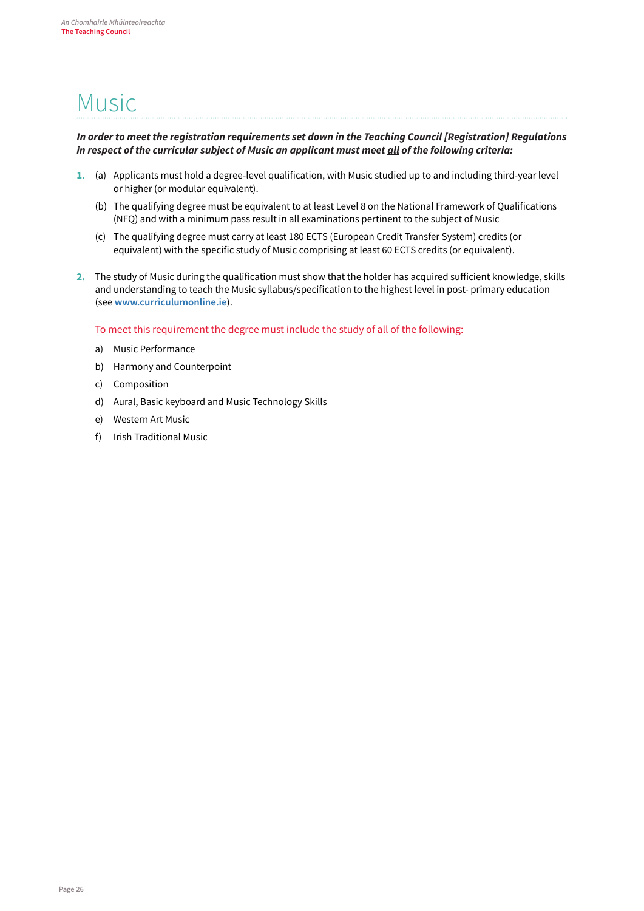# Music

***In order to meet the registration requirements set down in the Teaching Council [Registration] Regulations in respect of the curricular subject of Music an applicant must meet all of the following criteria:***

1. (a) Applicants must hold a degree-level qualification, with Music studied up to and including third-year level or higher (or modular equivalent).

   (b) The qualifying degree must be equivalent to at least Level 8 on the National Framework of Qualifications (NFQ) and with a minimum pass result in all examinations pertinent to the subject of Music

   (c) The qualifying degree must carry at least 180 ECTS (European Credit Transfer System) credits (or equivalent) with the specific study of Music comprising at least 60 ECTS credits (or equivalent).

2. The study of Music during the qualification must show that the holder has acquired sufficient knowledge, skills and understanding to teach the Music syllabus/specification to the highest level in post- primary education (see [www.curriculumonline.ie](http://www.curriculumonline.ie)).

   To meet this requirement the degree must include the study of all of the following:

   a) Music Performance

   b) Harmony and Counterpoint

   c) Composition

   d) Aural, Basic keyboard and Music Technology Skills

   e) Western Art Music

   f) Irish Traditional Music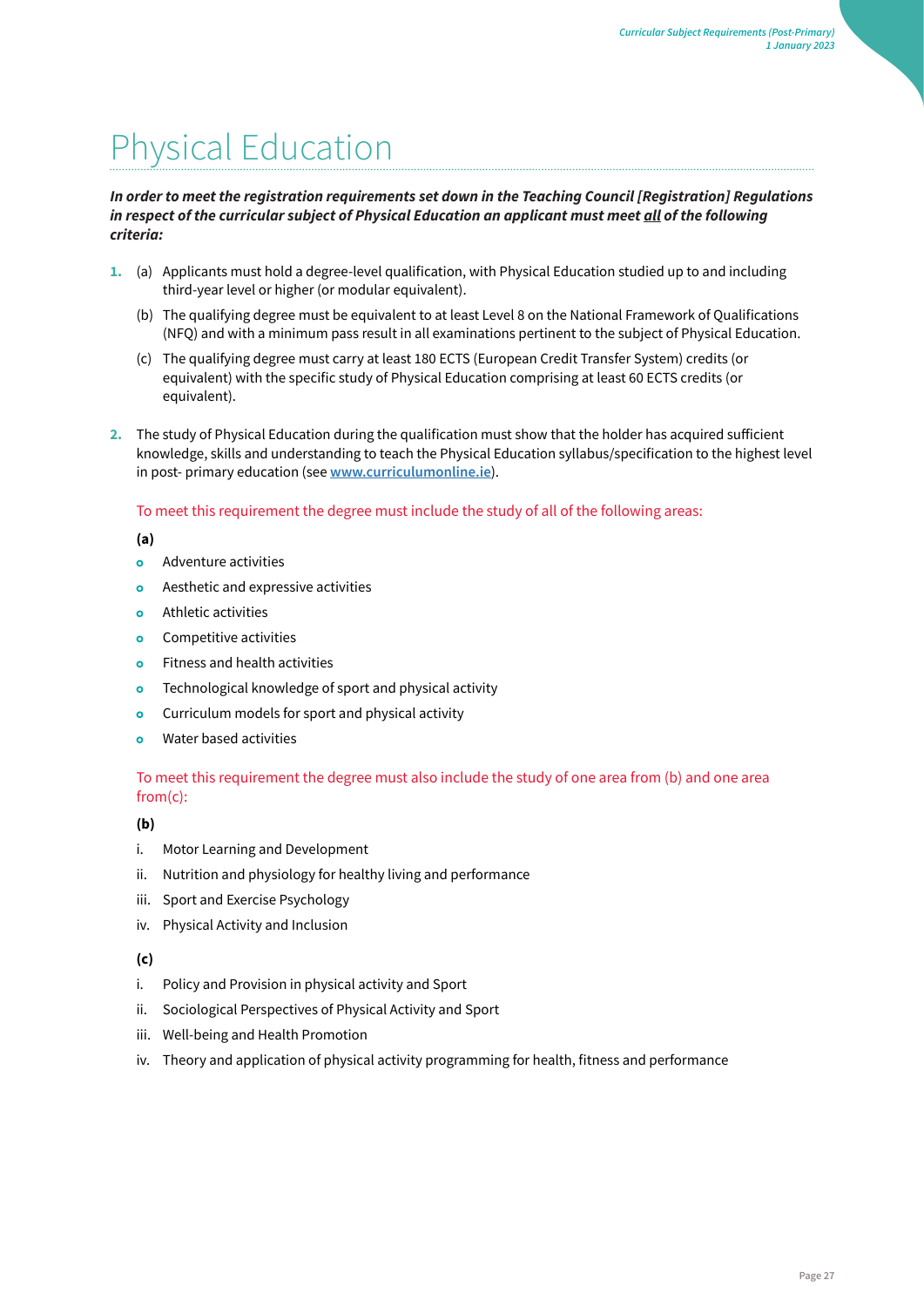# Physical Education

***In order to meet the registration requirements set down in the Teaching Council [Registration] Regulations in respect of the curricular subject of Physical Education an applicant must meet <u>all</u> of the following criteria:***

1. (a) Applicants must hold a degree-level qualification, with Physical Education studied up to and including third-year level or higher (or modular equivalent).

   (b) The qualifying degree must be equivalent to at least Level 8 on the National Framework of Qualifications (NFQ) and with a minimum pass result in all examinations pertinent to the subject of Physical Education.

   (c) The qualifying degree must carry at least 180 ECTS (European Credit Transfer System) credits (or equivalent) with the specific study of Physical Education comprising at least 60 ECTS credits (or equivalent).

2. The study of Physical Education during the qualification must show that the holder has acquired sufficient knowledge, skills and understanding to teach the Physical Education syllabus/specification to the highest level in post- primary education (see [www.curriculumonline.ie](http://www.curriculumonline.ie)).

   To meet this requirement the degree must include the study of all of the following areas:

   **(a)**

   - Adventure activities
   - Aesthetic and expressive activities
   - Athletic activities
   - Competitive activities
   - Fitness and health activities
   - Technological knowledge of sport and physical activity
   - Curriculum models for sport and physical activity
   - Water based activities

   To meet this requirement the degree must also include the study of one area from (b) and one area from(c):

   **(b)**

   i. Motor Learning and Development
   ii. Nutrition and physiology for healthy living and performance
   iii. Sport and Exercise Psychology
   iv. Physical Activity and Inclusion

   **(c)**

   i. Policy and Provision in physical activity and Sport
   ii. Sociological Perspectives of Physical Activity and Sport
   iii. Well-being and Health Promotion
   iv. Theory and application of physical activity programming for health, fitness and performance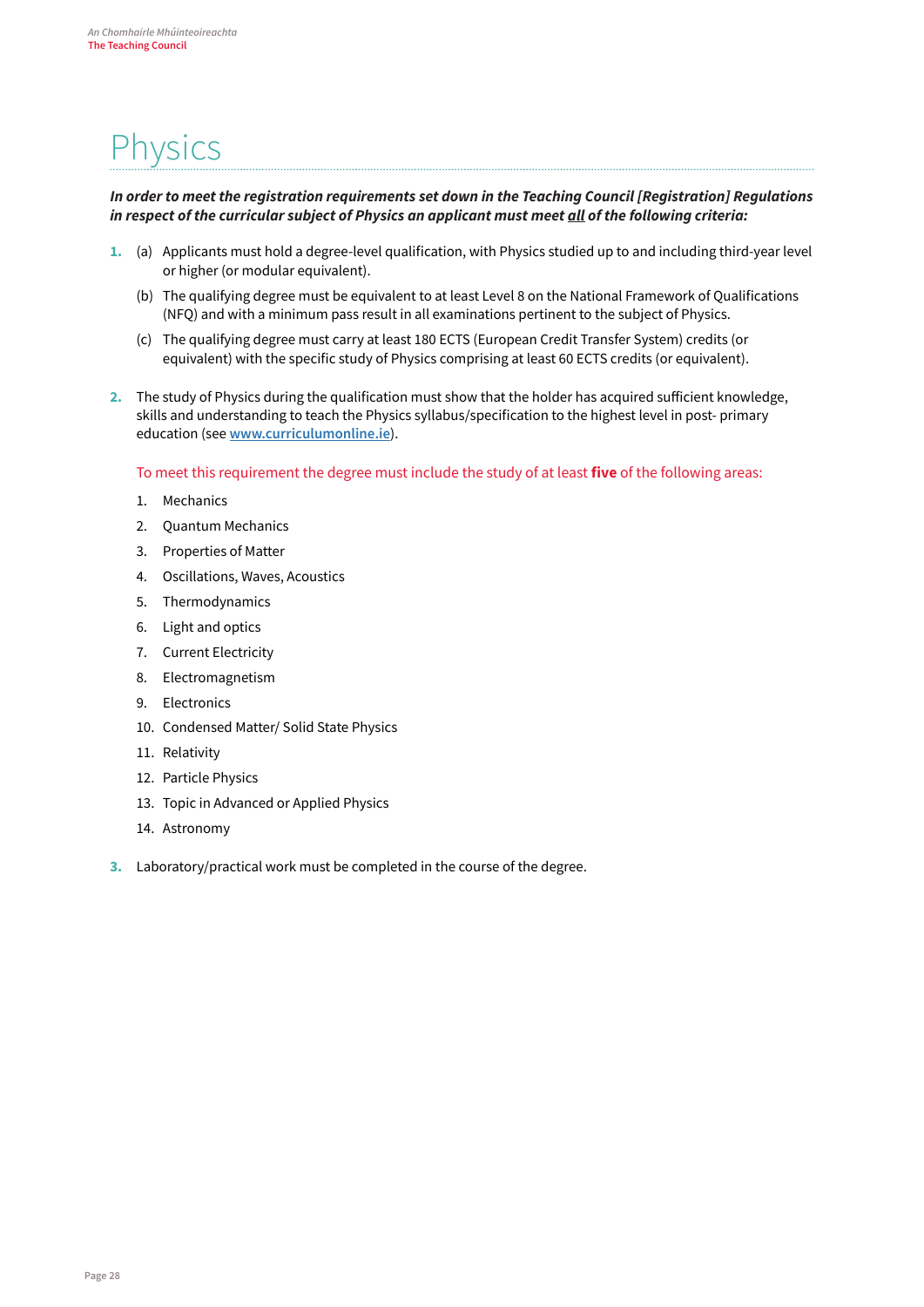# Physics

***In order to meet the registration requirements set down in the Teaching Council [Registration] Regulations in respect of the curricular subject of Physics an applicant must meet all of the following criteria:***

1. (a) Applicants must hold a degree-level qualification, with Physics studied up to and including third-year level or higher (or modular equivalent).

   (b) The qualifying degree must be equivalent to at least Level 8 on the National Framework of Qualifications (NFQ) and with a minimum pass result in all examinations pertinent to the subject of Physics.

   (c) The qualifying degree must carry at least 180 ECTS (European Credit Transfer System) credits (or equivalent) with the specific study of Physics comprising at least 60 ECTS credits (or equivalent).

2. The study of Physics during the qualification must show that the holder has acquired sufficient knowledge, skills and understanding to teach the Physics syllabus/specification to the highest level in post- primary education (see [www.curriculumonline.ie](http://www.curriculumonline.ie)).

   To meet this requirement the degree must include the study of at least **five** of the following areas:

   1. Mechanics
   2. Quantum Mechanics
   3. Properties of Matter
   4. Oscillations, Waves, Acoustics
   5. Thermodynamics
   6. Light and optics
   7. Current Electricity
   8. Electromagnetism
   9. Electronics
   10. Condensed Matter/ Solid State Physics
   11. Relativity
   12. Particle Physics
   13. Topic in Advanced or Applied Physics
   14. Astronomy

3. Laboratory/practical work must be completed in the course of the degree.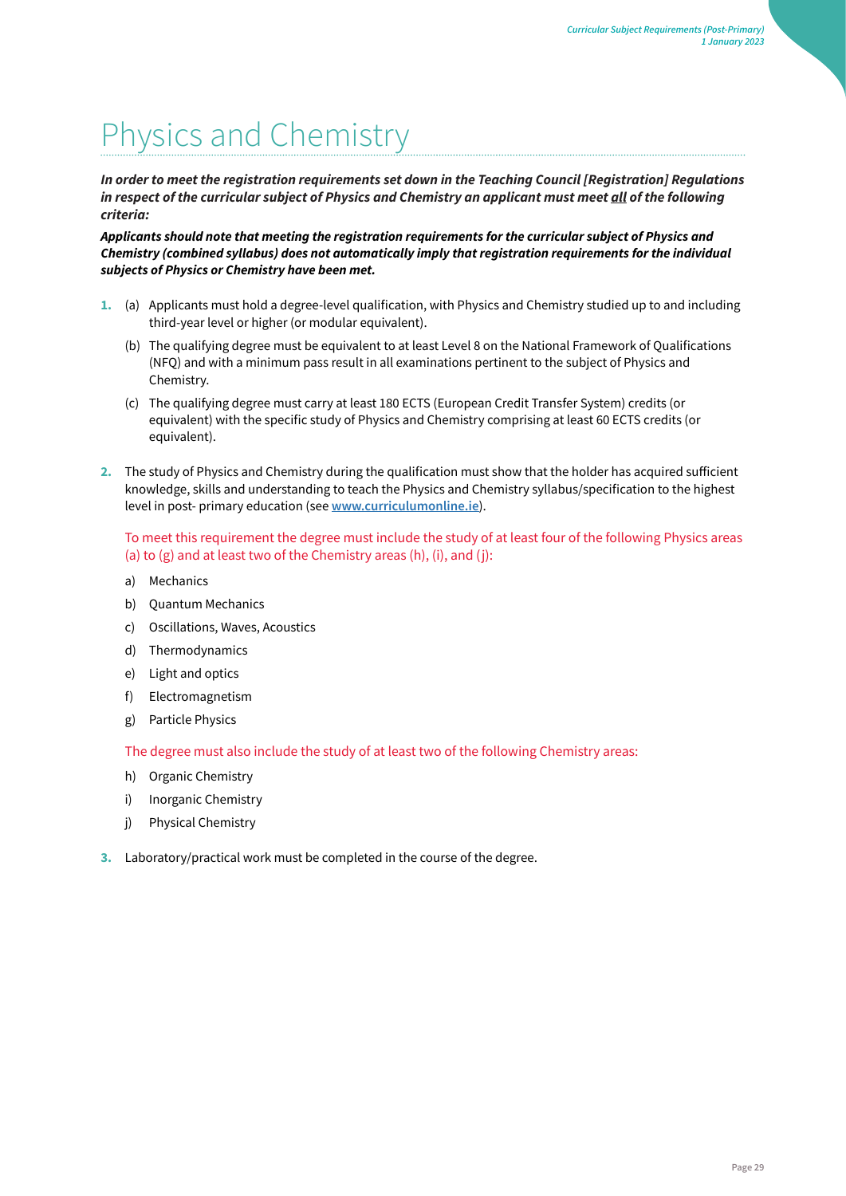# Physics and Chemistry

***In order to meet the registration requirements set down in the Teaching Council [Registration] Regulations in respect of the curricular subject of Physics and Chemistry an applicant must meet all of the following criteria:***

***Applicants should note that meeting the registration requirements for the curricular subject of Physics and Chemistry (combined syllabus) does not automatically imply that registration requirements for the individual subjects of Physics or Chemistry have been met.***

1. (a) Applicants must hold a degree-level qualification, with Physics and Chemistry studied up to and including third-year level or higher (or modular equivalent).

   (b) The qualifying degree must be equivalent to at least Level 8 on the National Framework of Qualifications (NFQ) and with a minimum pass result in all examinations pertinent to the subject of Physics and Chemistry.

   (c) The qualifying degree must carry at least 180 ECTS (European Credit Transfer System) credits (or equivalent) with the specific study of Physics and Chemistry comprising at least 60 ECTS credits (or equivalent).

2. The study of Physics and Chemistry during the qualification must show that the holder has acquired sufficient knowledge, skills and understanding to teach the Physics and Chemistry syllabus/specification to the highest level in post- primary education (see **www.curriculumonline.ie**).

   To meet this requirement the degree must include the study of at least four of the following Physics areas (a) to (g) and at least two of the Chemistry areas (h), (i), and (j):

   a) Mechanics
   
   b) Quantum Mechanics
   
   c) Oscillations, Waves, Acoustics
   
   d) Thermodynamics
   
   e) Light and optics
   
   f) Electromagnetism
   
   g) Particle Physics

   The degree must also include the study of at least two of the following Chemistry areas:

   h) Organic Chemistry
   
   i) Inorganic Chemistry
   
   j) Physical Chemistry

3. Laboratory/practical work must be completed in the course of the degree.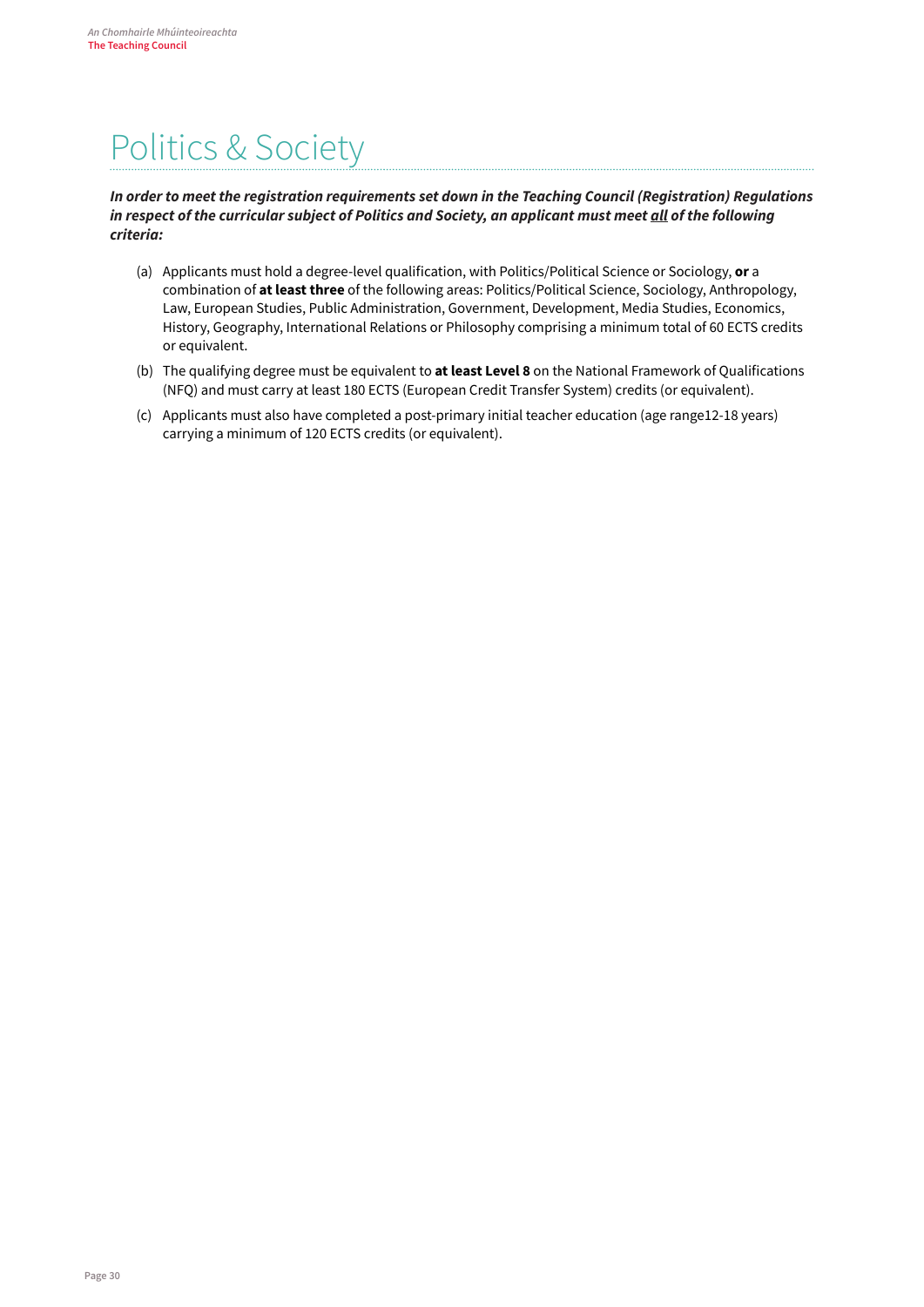# Politics & Society

***In order to meet the registration requirements set down in the Teaching Council (Registration) Regulations in respect of the curricular subject of Politics and Society, an applicant must meet <u>all</u> of the following criteria:***

(a) Applicants must hold a degree-level qualification, with Politics/Political Science or Sociology, **or** a combination of **at least three** of the following areas: Politics/Political Science, Sociology, Anthropology, Law, European Studies, Public Administration, Government, Development, Media Studies, Economics, History, Geography, International Relations or Philosophy comprising a minimum total of 60 ECTS credits or equivalent.

(b) The qualifying degree must be equivalent to **at least Level 8** on the National Framework of Qualifications (NFQ) and must carry at least 180 ECTS (European Credit Transfer System) credits (or equivalent).

(c) Applicants must also have completed a post-primary initial teacher education (age range12-18 years) carrying a minimum of 120 ECTS credits (or equivalent).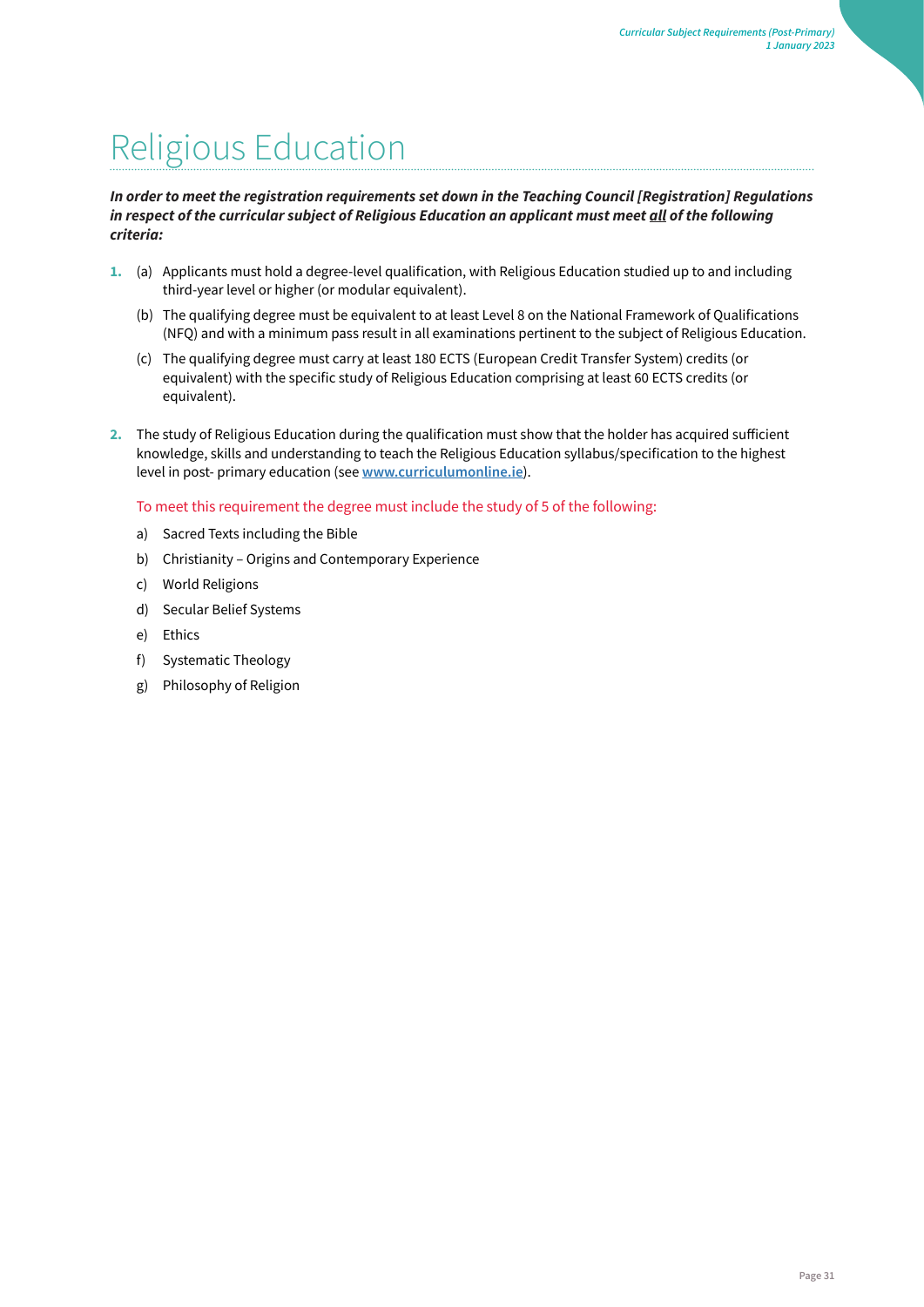# Religious Education

***In order to meet the registration requirements set down in the Teaching Council [Registration] Regulations in respect of the curricular subject of Religious Education an applicant must meet all of the following criteria:***

1. (a) Applicants must hold a degree-level qualification, with Religious Education studied up to and including third-year level or higher (or modular equivalent).

   (b) The qualifying degree must be equivalent to at least Level 8 on the National Framework of Qualifications (NFQ) and with a minimum pass result in all examinations pertinent to the subject of Religious Education.

   (c) The qualifying degree must carry at least 180 ECTS (European Credit Transfer System) credits (or equivalent) with the specific study of Religious Education comprising at least 60 ECTS credits (or equivalent).

2. The study of Religious Education during the qualification must show that the holder has acquired sufficient knowledge, skills and understanding to teach the Religious Education syllabus/specification to the highest level in post- primary education (see **www.curriculumonline.ie**).

   To meet this requirement the degree must include the study of 5 of the following:

   a) Sacred Texts including the Bible

   b) Christianity – Origins and Contemporary Experience

   c) World Religions

   d) Secular Belief Systems

   e) Ethics

   f) Systematic Theology

   g) Philosophy of Religion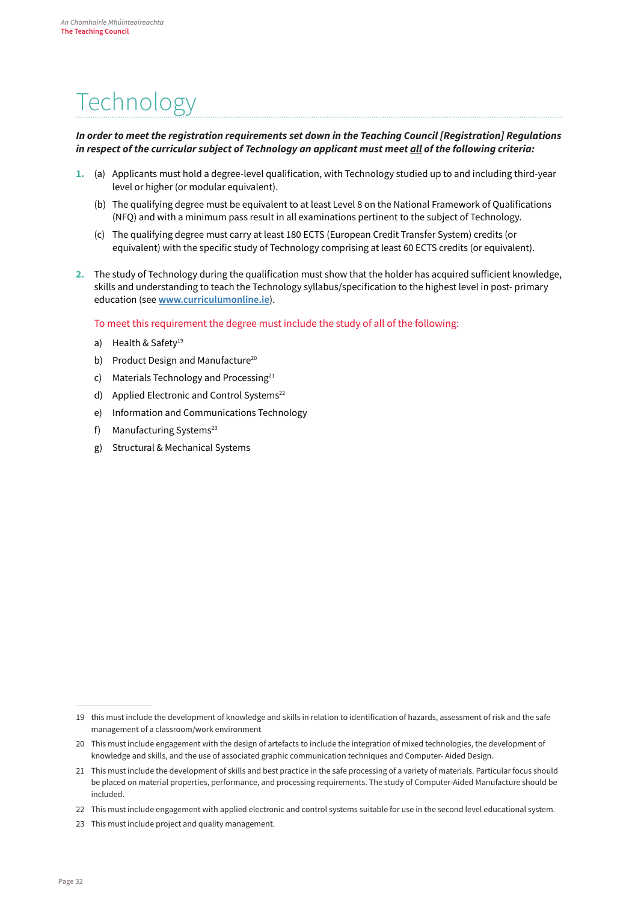# Technology

***In order to meet the registration requirements set down in the Teaching Council [Registration] Regulations in respect of the curricular subject of Technology an applicant must meet all of the following criteria:***

1. (a) Applicants must hold a degree-level qualification, with Technology studied up to and including third-year level or higher (or modular equivalent).

   (b) The qualifying degree must be equivalent to at least Level 8 on the National Framework of Qualifications (NFQ) and with a minimum pass result in all examinations pertinent to the subject of Technology.

   (c) The qualifying degree must carry at least 180 ECTS (European Credit Transfer System) credits (or equivalent) with the specific study of Technology comprising at least 60 ECTS credits (or equivalent).

2. The study of Technology during the qualification must show that the holder has acquired sufficient knowledge, skills and understanding to teach the Technology syllabus/specification to the highest level in post- primary education (see [www.curriculumonline.ie](www.curriculumonline.ie)).

   To meet this requirement the degree must include the study of all of the following:

   a) Health & Safety[19]

   b) Product Design and Manufacture[20]

   c) Materials Technology and Processing[21]

   d) Applied Electronic and Control Systems[22]

   e) Information and Communications Technology

   f) Manufacturing Systems[23]

   g) Structural & Mechanical Systems

---

19 this must include the development of knowledge and skills in relation to identification of hazards, assessment of risk and the safe management of a classroom/work environment

20 This must include engagement with the design of artefacts to include the integration of mixed technologies, the development of knowledge and skills, and the use of associated graphic communication techniques and Computer- Aided Design.

21 This must include the development of skills and best practice in the safe processing of a variety of materials. Particular focus should be placed on material properties, performance, and processing requirements. The study of Computer-Aided Manufacture should be included.

22 This must include engagement with applied electronic and control systems suitable for use in the second level educational system.

23 This must include project and quality management.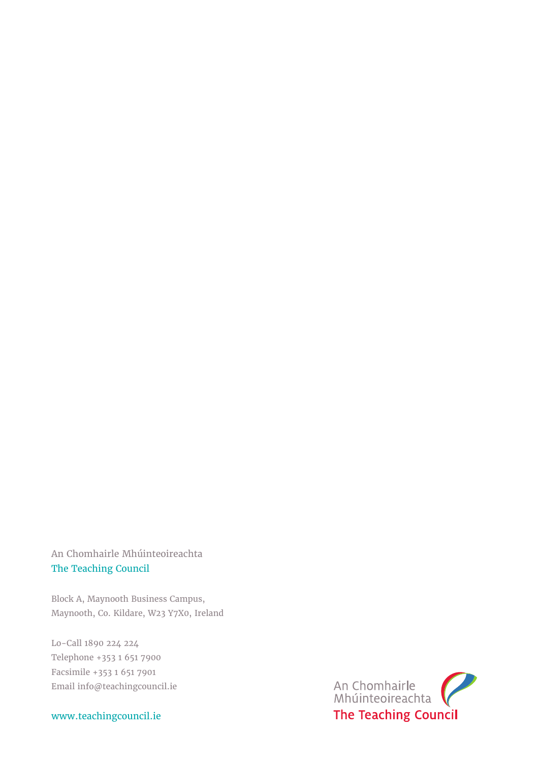An Chomhairle Mhúinteoireachta
The Teaching Council

Block A, Maynooth Business Campus,
Maynooth, Co. Kildare, W23 Y7X0, Ireland

Lo-Call 1890 224 224
Telephone +353 1 651 7900
Facsimile +353 1 651 7901
Email info@teachingcouncil.ie

www.teachingcouncil.ie

An Chomhairle
Mhúinteoireachta
The Teaching Council